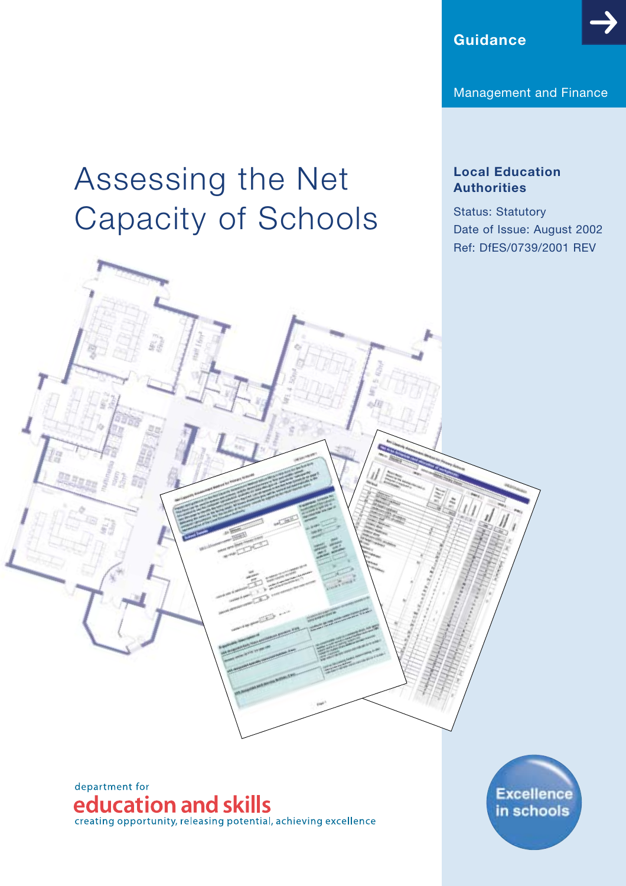Guidance

Management and Finance

# Assessing the Net Capacity of Schools

**Local Education Authorities**

Status: Statutory
Date of Issue: August 2002
Ref: DfES/0739/2001 REV

department for
education and skills
creating opportunity, releasing potential, achieving excellence

Excellence in schools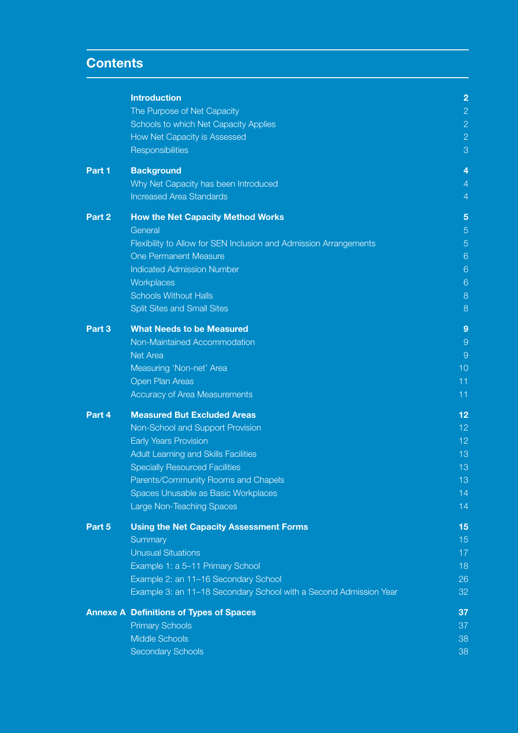## Contents

| | | |
|---|---|---|
| | **Introduction** | **2** |
| | The Purpose of Net Capacity | 2 |
| | Schools to which Net Capacity Applies | 2 |
| | How Net Capacity is Assessed | 2 |
| | Responsibilities | 3 |
| **Part 1** | **Background** | **4** |
| | Why Net Capacity has been Introduced | 4 |
| | Increased Area Standards | 4 |
| **Part 2** | **How the Net Capacity Method Works** | **5** |
| | General | 5 |
| | Flexibility to Allow for SEN Inclusion and Admission Arrangements | 5 |
| | One Permanent Measure | 6 |
| | Indicated Admission Number | 6 |
| | Workplaces | 6 |
| | Schools Without Halls | 8 |
| | Split Sites and Small Sites | 8 |
| **Part 3** | **What Needs to be Measured** | **9** |
| | Non-Maintained Accommodation | 9 |
| | Net Area | 9 |
| | Measuring 'Non-net' Area | 10 |
| | Open Plan Areas | 11 |
| | Accuracy of Area Measurements | 11 |
| **Part 4** | **Measured But Excluded Areas** | **12** |
| | Non-School and Support Provision | 12 |
| | Early Years Provision | 12 |
| | Adult Learning and Skills Facilities | 13 |
| | Specially Resourced Facilities | 13 |
| | Parents/Community Rooms and Chapels | 13 |
| | Spaces Unusable as Basic Workplaces | 14 |
| | Large Non-Teaching Spaces | 14 |
| **Part 5** | **Using the Net Capacity Assessment Forms** | **15** |
| | Summary | 15 |
| | Unusual Situations | 17 |
| | Example 1: a 5–11 Primary School | 18 |
| | Example 2: an 11–16 Secondary School | 26 |
| | Example 3: an 11–18 Secondary School with a Second Admission Year | 32 |
| **Annexe A** | **Definitions of Types of Spaces** | **37** |
| | Primary Schools | 37 |
| | Middle Schools | 38 |
| | Secondary Schools | 38 |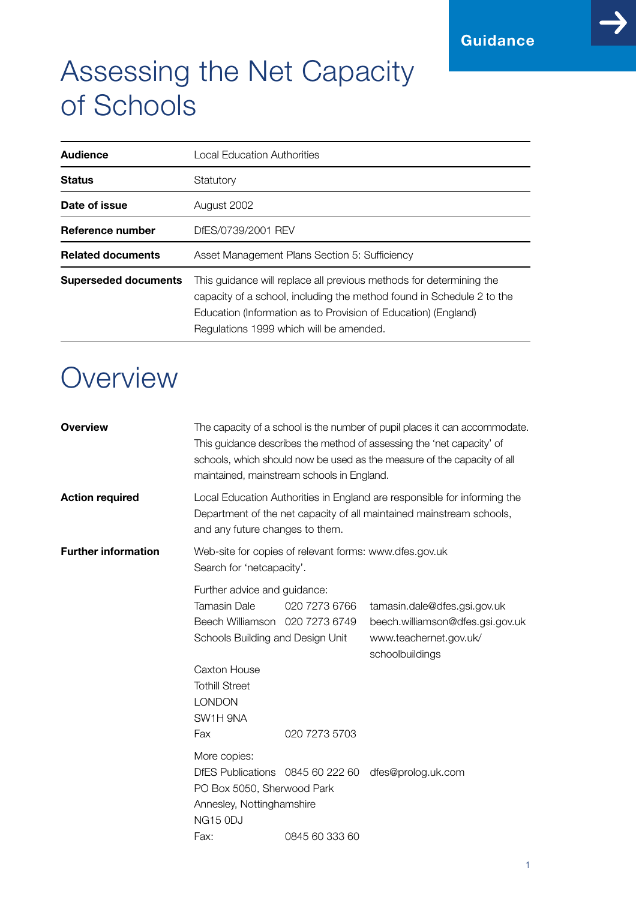Guidance

# Assessing the Net Capacity of Schools

| | |
|---|---|
| **Audience** | Local Education Authorities |
| **Status** | Statutory |
| **Date of issue** | August 2002 |
| **Reference number** | DfES/0739/2001 REV |
| **Related documents** | Asset Management Plans Section 5: Sufficiency |
| **Superseded documents** | This guidance will replace all previous methods for determining the capacity of a school, including the method found in Schedule 2 to the Education (Information as to Provision of Education) (England) Regulations 1999 which will be amended. |

# Overview

**Overview**

The capacity of a school is the number of pupil places it can accommodate. This guidance describes the method of assessing the 'net capacity' of schools, which should now be used as the measure of the capacity of all maintained, mainstream schools in England.

**Action required**

Local Education Authorities in England are responsible for informing the Department of the net capacity of all maintained mainstream schools, and any future changes to them.

**Further information**

Web-site for copies of relevant forms: www.dfes.gov.uk
Search for 'netcapacity'.

Further advice and guidance:

| | | |
|---|---|---|
| Tamasin Dale | 020 7273 6766 | tamasin.dale@dfes.gsi.gov.uk |
| Beech Williamson | 020 7273 6749 | beech.williamson@dfes.gsi.gov.uk |
| Schools Building and Design Unit | | www.teachernet.gov.uk/schoolbuildings |

Caxton House
Tothill Street
LONDON
SW1H 9NA
Fax 020 7273 5703

More copies:

DfES Publications 0845 60 222 60 dfes@prolog.uk.com
PO Box 5050, Sherwood Park
Annesley, Nottinghamshire
NG15 0DJ
Fax: 0845 60 333 60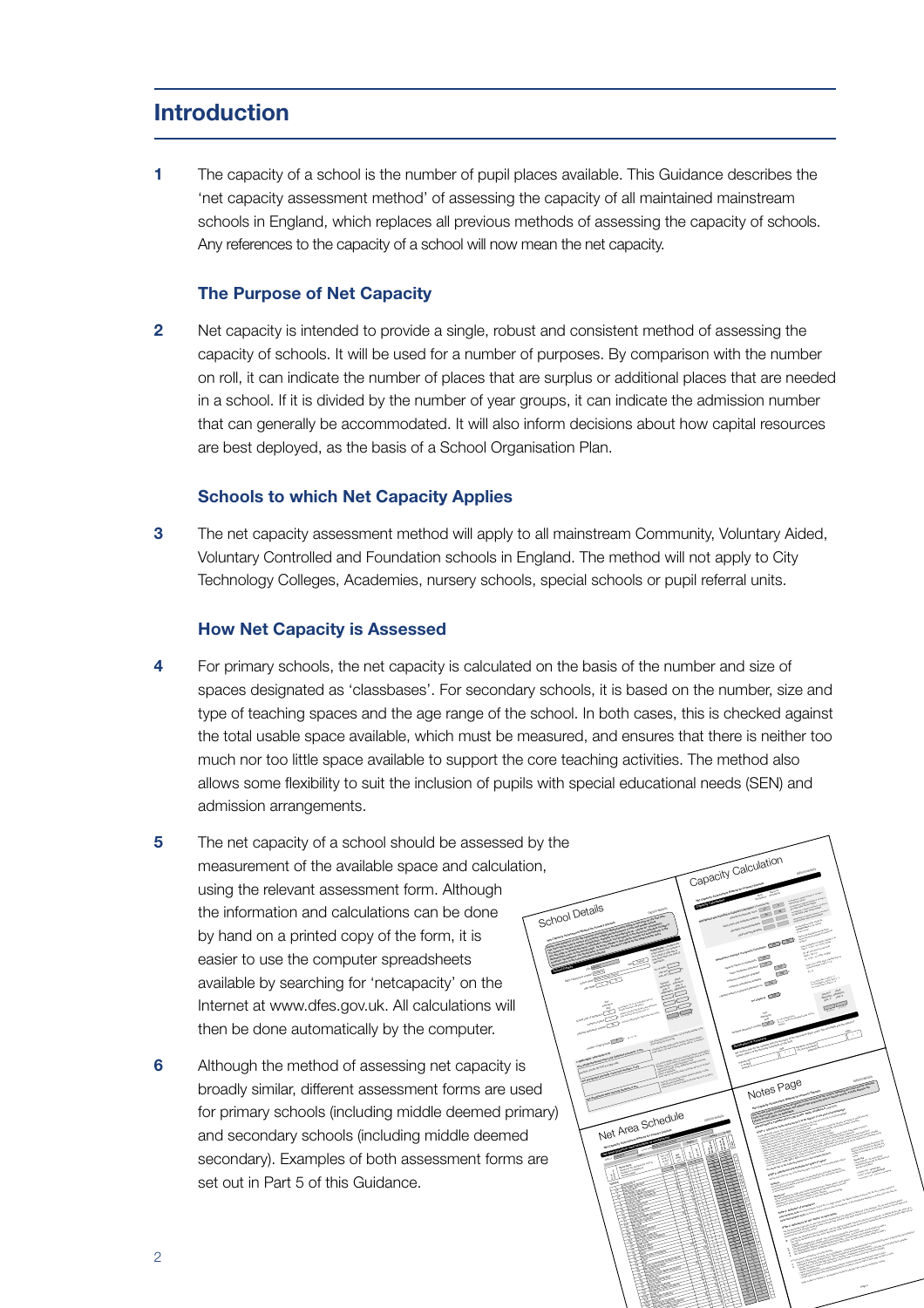## Introduction

**1** The capacity of a school is the number of pupil places available. This Guidance describes the 'net capacity assessment method' of assessing the capacity of all maintained mainstream schools in England, which replaces all previous methods of assessing the capacity of schools. Any references to the capacity of a school will now mean the net capacity.

### The Purpose of Net Capacity

**2** Net capacity is intended to provide a single, robust and consistent method of assessing the capacity of schools. It will be used for a number of purposes. By comparison with the number on roll, it can indicate the number of places that are surplus or additional places that are needed in a school. If it is divided by the number of year groups, it can indicate the admission number that can generally be accommodated. It will also inform decisions about how capital resources are best deployed, as the basis of a School Organisation Plan.

### Schools to which Net Capacity Applies

**3** The net capacity assessment method will apply to all mainstream Community, Voluntary Aided, Voluntary Controlled and Foundation schools in England. The method will not apply to City Technology Colleges, Academies, nursery schools, special schools or pupil referral units.

### How Net Capacity is Assessed

**4** For primary schools, the net capacity is calculated on the basis of the number and size of spaces designated as 'classbases'. For secondary schools, it is based on the number, size and type of teaching spaces and the age range of the school. In both cases, this is checked against the total usable space available, which must be measured, and ensures that there is neither too much nor too little space available to support the core teaching activities. The method also allows some flexibility to suit the inclusion of pupils with special educational needs (SEN) and admission arrangements.

**5** The net capacity of a school should be assessed by the measurement of the available space and calculation, using the relevant assessment form. Although the information and calculations can be done by hand on a printed copy of the form, it is easier to use the computer spreadsheets available by searching for 'netcapacity' on the Internet at www.dfes.gov.uk. All calculations will then be done automatically by the computer.

**6** Although the method of assessing net capacity is broadly similar, different assessment forms are used for primary schools (including middle deemed primary) and secondary schools (including middle deemed secondary). Examples of both assessment forms are set out in Part 5 of this Guidance.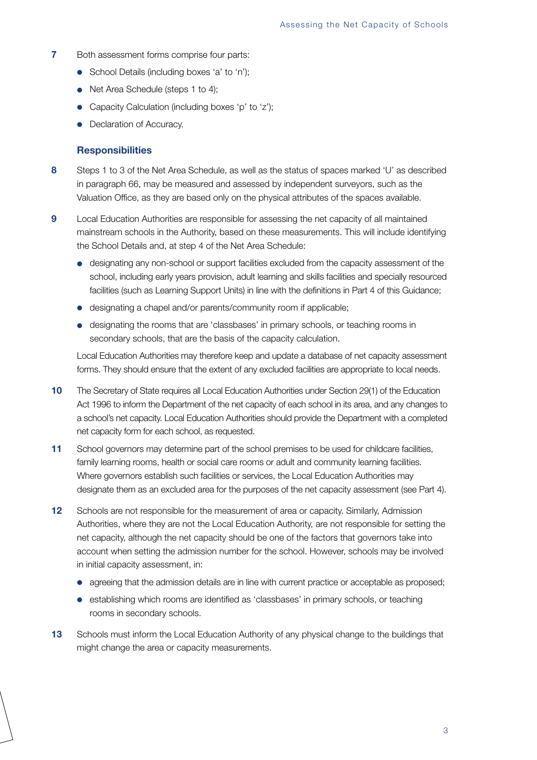7 Both assessment forms comprise four parts:

- School Details (including boxes 'a' to 'n');
- Net Area Schedule (steps 1 to 4);
- Capacity Calculation (including boxes 'p' to 'z');
- Declaration of Accuracy.

### Responsibilities

8 Steps 1 to 3 of the Net Area Schedule, as well as the status of spaces marked 'U' as described in paragraph 66, may be measured and assessed by independent surveyors, such as the Valuation Office, as they are based only on the physical attributes of the spaces available.

9 Local Education Authorities are responsible for assessing the net capacity of all maintained mainstream schools in the Authority, based on these measurements. This will include identifying the School Details and, at step 4 of the Net Area Schedule:

- designating any non-school or support facilities excluded from the capacity assessment of the school, including early years provision, adult learning and skills facilities and specially resourced facilities (such as Learning Support Units) in line with the definitions in Part 4 of this Guidance;
- designating a chapel and/or parents/community room if applicable;
- designating the rooms that are 'classbases' in primary schools, or teaching rooms in secondary schools, that are the basis of the capacity calculation.

Local Education Authorities may therefore keep and update a database of net capacity assessment forms. They should ensure that the extent of any excluded facilities are appropriate to local needs.

10 The Secretary of State requires all Local Education Authorities under Section 29(1) of the Education Act 1996 to inform the Department of the net capacity of each school in its area, and any changes to a school's net capacity. Local Education Authorities should provide the Department with a completed net capacity form for each school, as requested.

11 School governors may determine part of the school premises to be used for childcare facilities, family learning rooms, health or social care rooms or adult and community learning facilities. Where governors establish such facilities or services, the Local Education Authorities may designate them as an excluded area for the purposes of the net capacity assessment (see Part 4).

12 Schools are not responsible for the measurement of area or capacity. Similarly, Admission Authorities, where they are not the Local Education Authority, are not responsible for setting the net capacity, although the net capacity should be one of the factors that governors take into account when setting the admission number for the school. However, schools may be involved in initial capacity assessment, in:

- agreeing that the admission details are in line with current practice or acceptable as proposed;
- establishing which rooms are identified as 'classbases' in primary schools, or teaching rooms in secondary schools.

13 Schools must inform the Local Education Authority of any physical change to the buildings that might change the area or capacity measurements.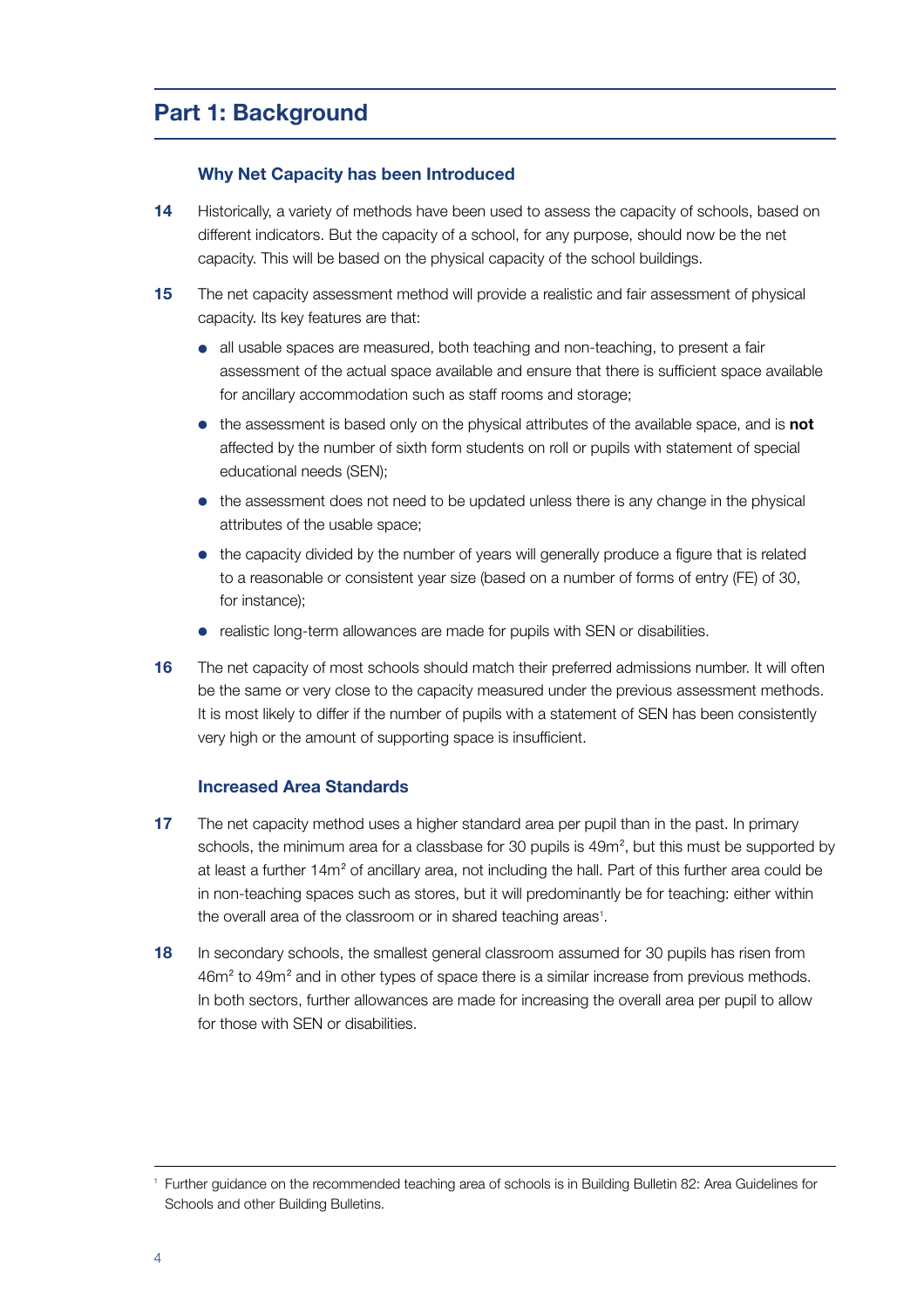# Part 1: Background

### Why Net Capacity has been Introduced

**14** Historically, a variety of methods have been used to assess the capacity of schools, based on different indicators. But the capacity of a school, for any purpose, should now be the net capacity. This will be based on the physical capacity of the school buildings.

**15** The net capacity assessment method will provide a realistic and fair assessment of physical capacity. Its key features are that:

- all usable spaces are measured, both teaching and non-teaching, to present a fair assessment of the actual space available and ensure that there is sufficient space available for ancillary accommodation such as staff rooms and storage;
- the assessment is based only on the physical attributes of the available space, and is **not** affected by the number of sixth form students on roll or pupils with statement of special educational needs (SEN);
- the assessment does not need to be updated unless there is any change in the physical attributes of the usable space;
- the capacity divided by the number of years will generally produce a figure that is related to a reasonable or consistent year size (based on a number of forms of entry (FE) of 30, for instance);
- realistic long-term allowances are made for pupils with SEN or disabilities.

**16** The net capacity of most schools should match their preferred admissions number. It will often be the same or very close to the capacity measured under the previous assessment methods. It is most likely to differ if the number of pupils with a statement of SEN has been consistently very high or the amount of supporting space is insufficient.

### Increased Area Standards

**17** The net capacity method uses a higher standard area per pupil than in the past. In primary schools, the minimum area for a classbase for 30 pupils is $49m^2$, but this must be supported by at least a further $14m^2$ of ancillary area, not including the hall. Part of this further area could be in non-teaching spaces such as stores, but it will predominantly be for teaching: either within the overall area of the classroom or in shared teaching areas[1].

**18** In secondary schools, the smallest general classroom assumed for 30 pupils has risen from $46m^2$ to $49m^2$ and in other types of space there is a similar increase from previous methods. In both sectors, further allowances are made for increasing the overall area per pupil to allow for those with SEN or disabilities.

[1] Further guidance on the recommended teaching area of schools is in Building Bulletin 82: Area Guidelines for Schools and other Building Bulletins.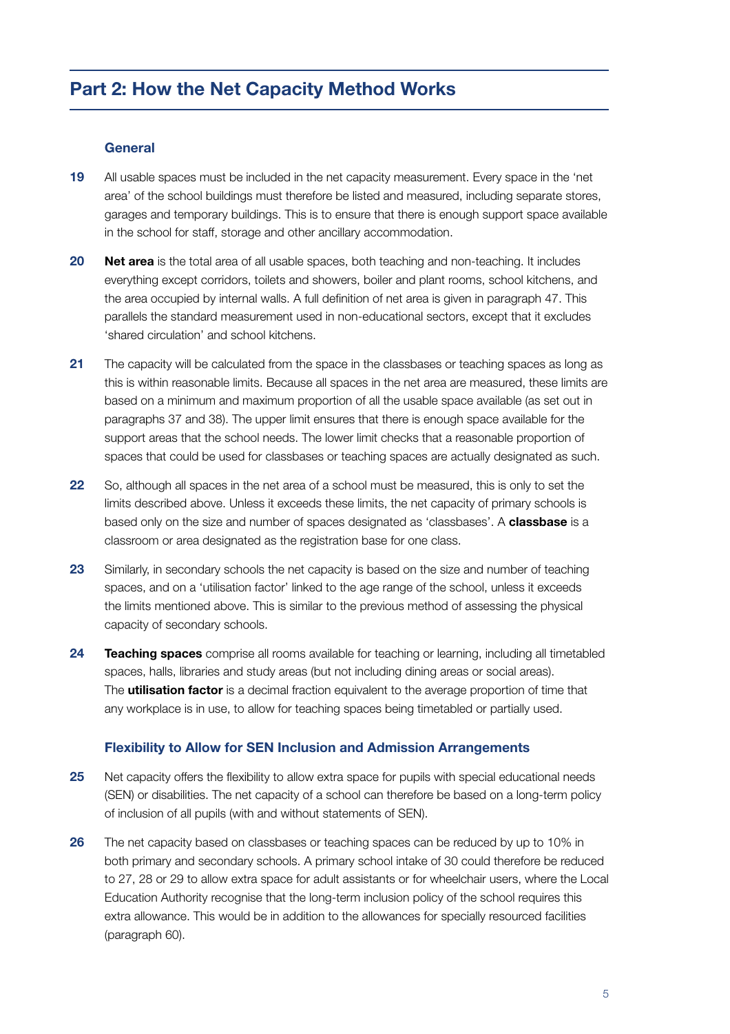# Part 2: How the Net Capacity Method Works

### General

**19** All usable spaces must be included in the net capacity measurement. Every space in the 'net area' of the school buildings must therefore be listed and measured, including separate stores, garages and temporary buildings. This is to ensure that there is enough support space available in the school for staff, storage and other ancillary accommodation.

**20** **Net area** is the total area of all usable spaces, both teaching and non-teaching. It includes everything except corridors, toilets and showers, boiler and plant rooms, school kitchens, and the area occupied by internal walls. A full definition of net area is given in paragraph 47. This parallels the standard measurement used in non-educational sectors, except that it excludes 'shared circulation' and school kitchens.

**21** The capacity will be calculated from the space in the classbases or teaching spaces as long as this is within reasonable limits. Because all spaces in the net area are measured, these limits are based on a minimum and maximum proportion of all the usable space available (as set out in paragraphs 37 and 38). The upper limit ensures that there is enough space available for the support areas that the school needs. The lower limit checks that a reasonable proportion of spaces that could be used for classbases or teaching spaces are actually designated as such.

**22** So, although all spaces in the net area of a school must be measured, this is only to set the limits described above. Unless it exceeds these limits, the net capacity of primary schools is based only on the size and number of spaces designated as 'classbases'. A **classbase** is a classroom or area designated as the registration base for one class.

**23** Similarly, in secondary schools the net capacity is based on the size and number of teaching spaces, and on a 'utilisation factor' linked to the age range of the school, unless it exceeds the limits mentioned above. This is similar to the previous method of assessing the physical capacity of secondary schools.

**24** **Teaching spaces** comprise all rooms available for teaching or learning, including all timetabled spaces, halls, libraries and study areas (but not including dining areas or social areas). The **utilisation factor** is a decimal fraction equivalent to the average proportion of time that any workplace is in use, to allow for teaching spaces being timetabled or partially used.

### Flexibility to Allow for SEN Inclusion and Admission Arrangements

**25** Net capacity offers the flexibility to allow extra space for pupils with special educational needs (SEN) or disabilities. The net capacity of a school can therefore be based on a long-term policy of inclusion of all pupils (with and without statements of SEN).

**26** The net capacity based on classbases or teaching spaces can be reduced by up to 10% in both primary and secondary schools. A primary school intake of 30 could therefore be reduced to 27, 28 or 29 to allow extra space for adult assistants or for wheelchair users, where the Local Education Authority recognise that the long-term inclusion policy of the school requires this extra allowance. This would be in addition to the allowances for specially resourced facilities (paragraph 60).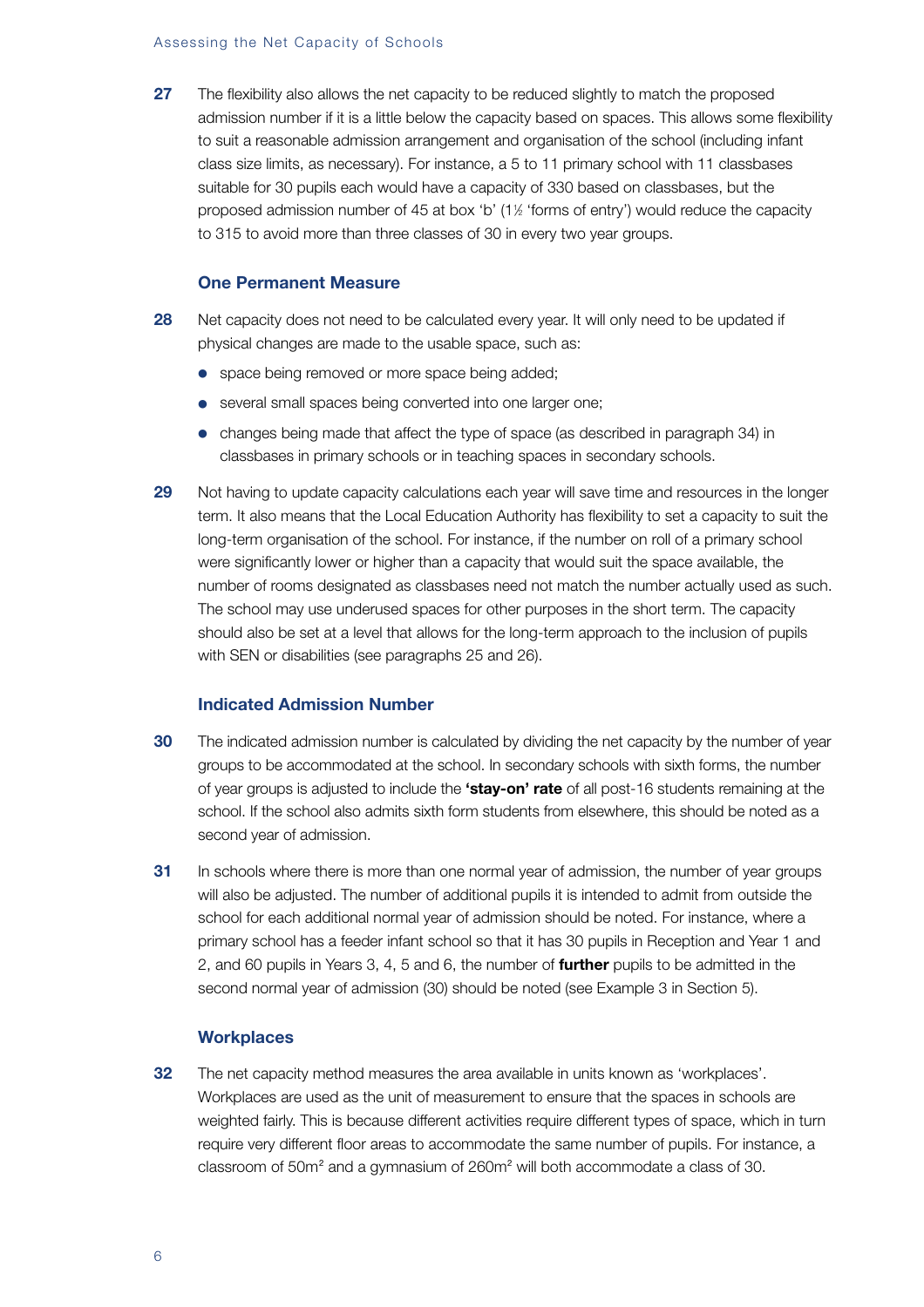**27** The flexibility also allows the net capacity to be reduced slightly to match the proposed admission number if it is a little below the capacity based on spaces. This allows some flexibility to suit a reasonable admission arrangement and organisation of the school (including infant class size limits, as necessary). For instance, a 5 to 11 primary school with 11 classbases suitable for 30 pupils each would have a capacity of 330 based on classbases, but the proposed admission number of 45 at box 'b' (1½ 'forms of entry') would reduce the capacity to 315 to avoid more than three classes of 30 in every two year groups.

### One Permanent Measure

**28** Net capacity does not need to be calculated every year. It will only need to be updated if physical changes are made to the usable space, such as:

- space being removed or more space being added;
- several small spaces being converted into one larger one;
- changes being made that affect the type of space (as described in paragraph 34) in classbases in primary schools or in teaching spaces in secondary schools.

**29** Not having to update capacity calculations each year will save time and resources in the longer term. It also means that the Local Education Authority has flexibility to set a capacity to suit the long-term organisation of the school. For instance, if the number on roll of a primary school were significantly lower or higher than a capacity that would suit the space available, the number of rooms designated as classbases need not match the number actually used as such. The school may use underused spaces for other purposes in the short term. The capacity should also be set at a level that allows for the long-term approach to the inclusion of pupils with SEN or disabilities (see paragraphs 25 and 26).

### Indicated Admission Number

**30** The indicated admission number is calculated by dividing the net capacity by the number of year groups to be accommodated at the school. In secondary schools with sixth forms, the number of year groups is adjusted to include the **'stay-on' rate** of all post-16 students remaining at the school. If the school also admits sixth form students from elsewhere, this should be noted as a second year of admission.

**31** In schools where there is more than one normal year of admission, the number of year groups will also be adjusted. The number of additional pupils it is intended to admit from outside the school for each additional normal year of admission should be noted. For instance, where a primary school has a feeder infant school so that it has 30 pupils in Reception and Year 1 and 2, and 60 pupils in Years 3, 4, 5 and 6, the number of **further** pupils to be admitted in the second normal year of admission (30) should be noted (see Example 3 in Section 5).

### Workplaces

**32** The net capacity method measures the area available in units known as 'workplaces'. Workplaces are used as the unit of measurement to ensure that the spaces in schools are weighted fairly. This is because different activities require different types of space, which in turn require very different floor areas to accommodate the same number of pupils. For instance, a classroom of 50m² and a gymnasium of 260m² will both accommodate a class of 30.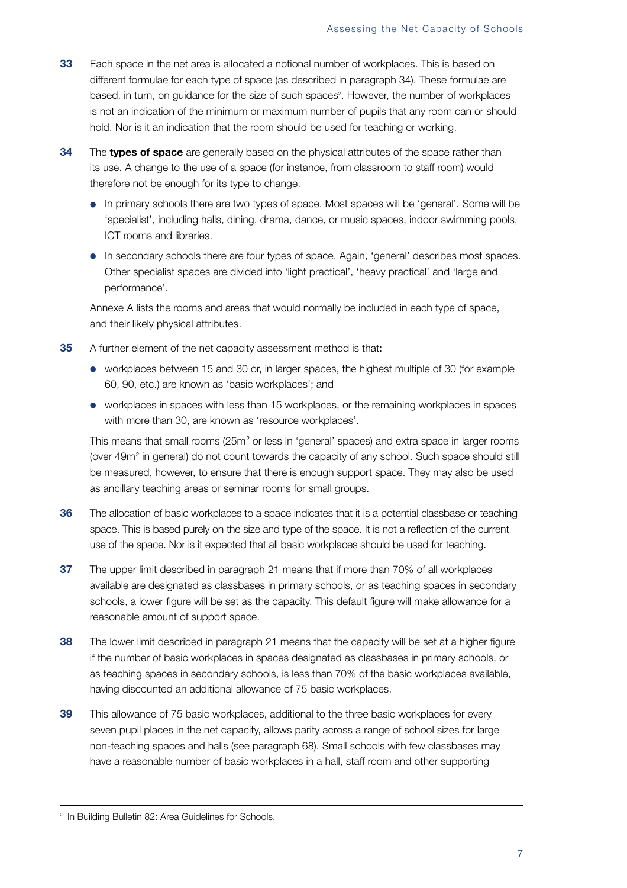**33** Each space in the net area is allocated a notional number of workplaces. This is based on different formulae for each type of space (as described in paragraph 34). These formulae are based, in turn, on guidance for the size of such spaces[2]. However, the number of workplaces is not an indication of the minimum or maximum number of pupils that any room can or should hold. Nor is it an indication that the room should be used for teaching or working.

**34** The **types of space** are generally based on the physical attributes of the space rather than its use. A change to the use of a space (for instance, from classroom to staff room) would therefore not be enough for its type to change.

- In primary schools there are two types of space. Most spaces will be 'general'. Some will be 'specialist', including halls, dining, drama, dance, or music spaces, indoor swimming pools, ICT rooms and libraries.
- In secondary schools there are four types of space. Again, 'general' describes most spaces. Other specialist spaces are divided into 'light practical', 'heavy practical' and 'large and performance'.

Annexe A lists the rooms and areas that would normally be included in each type of space, and their likely physical attributes.

**35** A further element of the net capacity assessment method is that:

- workplaces between 15 and 30 or, in larger spaces, the highest multiple of 30 (for example 60, 90, etc.) are known as 'basic workplaces'; and
- workplaces in spaces with less than 15 workplaces, or the remaining workplaces in spaces with more than 30, are known as 'resource workplaces'.

This means that small rooms (25m² or less in 'general' spaces) and extra space in larger rooms (over 49m² in general) do not count towards the capacity of any school. Such space should still be measured, however, to ensure that there is enough support space. They may also be used as ancillary teaching areas or seminar rooms for small groups.

**36** The allocation of basic workplaces to a space indicates that it is a potential classbase or teaching space. This is based purely on the size and type of the space. It is not a reflection of the current use of the space. Nor is it expected that all basic workplaces should be used for teaching.

**37** The upper limit described in paragraph 21 means that if more than 70% of all workplaces available are designated as classbases in primary schools, or as teaching spaces in secondary schools, a lower figure will be set as the capacity. This default figure will make allowance for a reasonable amount of support space.

**38** The lower limit described in paragraph 21 means that the capacity will be set at a higher figure if the number of basic workplaces in spaces designated as classbases in primary schools, or as teaching spaces in secondary schools, is less than 70% of the basic workplaces available, having discounted an additional allowance of 75 basic workplaces.

**39** This allowance of 75 basic workplaces, additional to the three basic workplaces for every seven pupil places in the net capacity, allows parity across a range of school sizes for large non-teaching spaces and halls (see paragraph 68). Small schools with few classbases may have a reasonable number of basic workplaces in a hall, staff room and other supporting

---

[2] In Building Bulletin 82: Area Guidelines for Schools.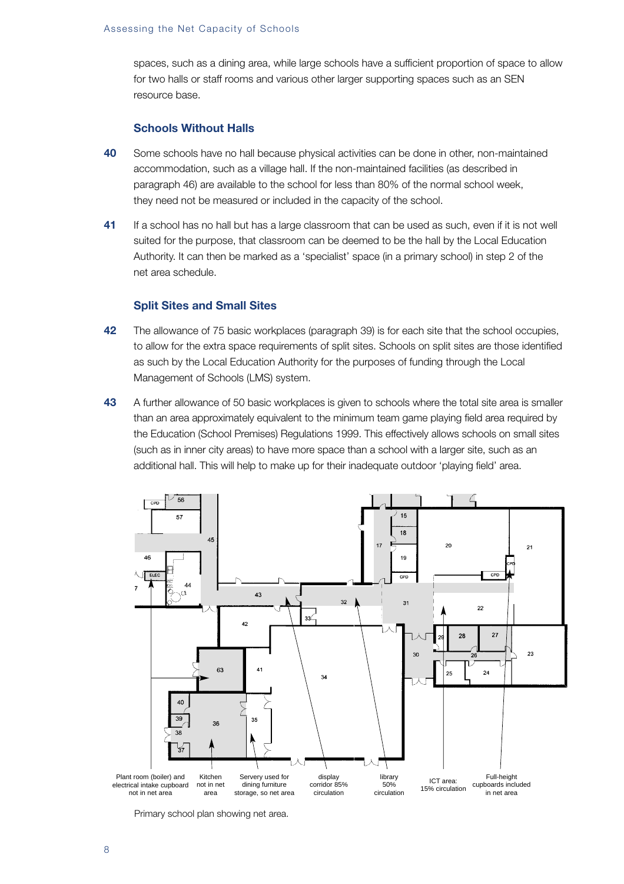spaces, such as a dining area, while large schools have a sufficient proportion of space to allow for two halls or staff rooms and various other larger supporting spaces such as an SEN resource base.

### Schools Without Halls

**40** Some schools have no hall because physical activities can be done in other, non-maintained accommodation, such as a village hall. If the non-maintained facilities (as described in paragraph 46) are available to the school for less than 80% of the normal school week, they need not be measured or included in the capacity of the school.

**41** If a school has no hall but has a large classroom that can be used as such, even if it is not well suited for the purpose, that classroom can be deemed to be the hall by the Local Education Authority. It can then be marked as a 'specialist' space (in a primary school) in step 2 of the net area schedule.

### Split Sites and Small Sites

**42** The allowance of 75 basic workplaces (paragraph 39) is for each site that the school occupies, to allow for the extra space requirements of split sites. Schools on split sites are those identified as such by the Local Education Authority for the purposes of funding through the Local Management of Schools (LMS) system.

**43** A further allowance of 50 basic workplaces is given to schools where the total site area is smaller than an area approximately equivalent to the minimum team game playing field area required by the Education (School Premises) Regulations 1999. This effectively allows schools on small sites (such as in inner city areas) to have more space than a school with a larger site, such as an additional hall. This will help to make up for their inadequate outdoor 'playing field' area.

Plant room (boiler) and electrical intake cupboard not in net area | Kitchen not in net area | Servery used for dining furniture storage, so net area | display corridor 85% circulation | library 50% circulation | ICT area: 15% circulation | Full-height cupboards included in net area

Primary school plan showing net area.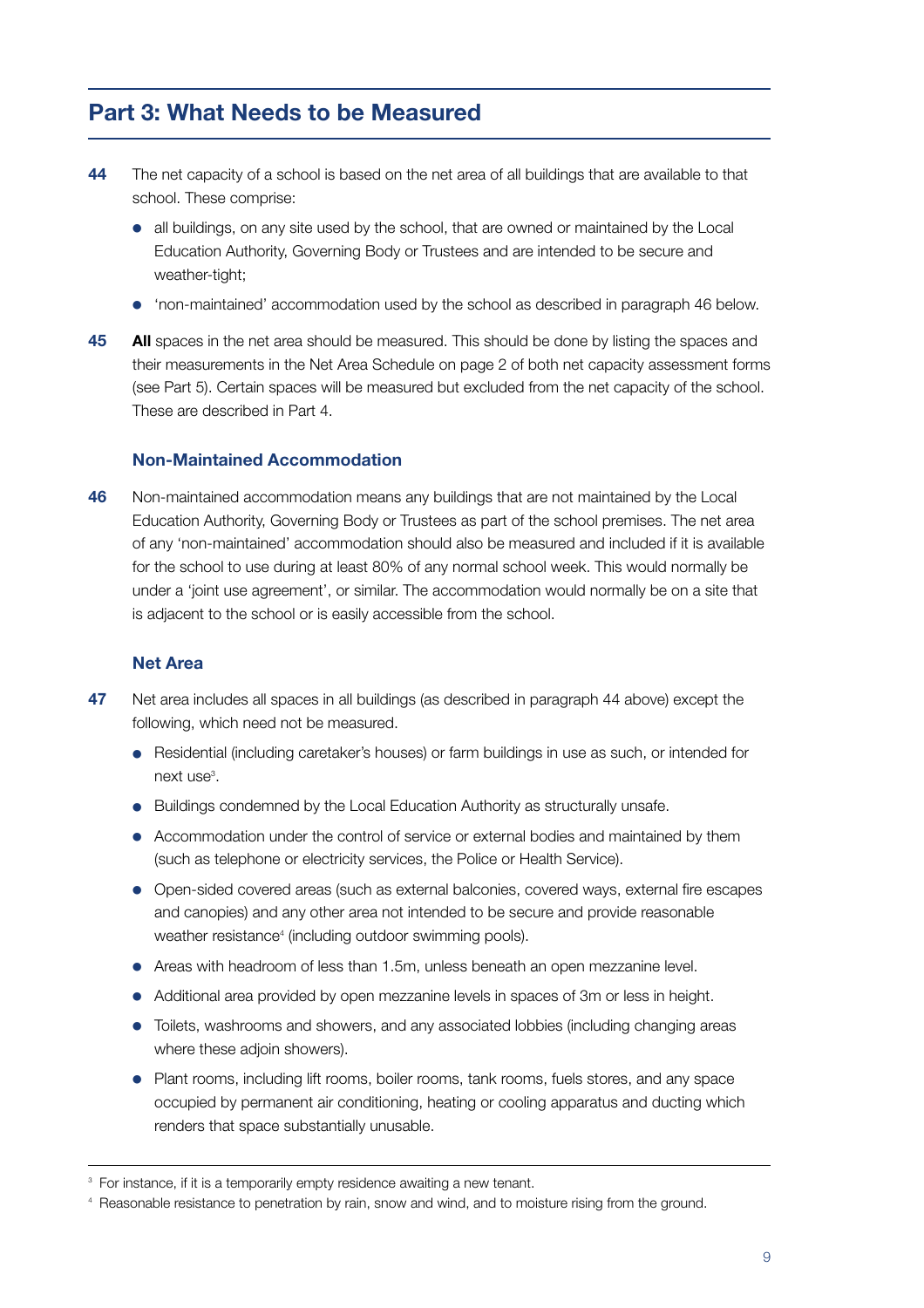## Part 3: What Needs to be Measured

**44** The net capacity of a school is based on the net area of all buildings that are available to that school. These comprise:

- all buildings, on any site used by the school, that are owned or maintained by the Local Education Authority, Governing Body or Trustees and are intended to be secure and weather-tight;
- 'non-maintained' accommodation used by the school as described in paragraph 46 below.

**45** **All** spaces in the net area should be measured. This should be done by listing the spaces and their measurements in the Net Area Schedule on page 2 of both net capacity assessment forms (see Part 5). Certain spaces will be measured but excluded from the net capacity of the school. These are described in Part 4.

### Non-Maintained Accommodation

**46** Non-maintained accommodation means any buildings that are not maintained by the Local Education Authority, Governing Body or Trustees as part of the school premises. The net area of any 'non-maintained' accommodation should also be measured and included if it is available for the school to use during at least 80% of any normal school week. This would normally be under a 'joint use agreement', or similar. The accommodation would normally be on a site that is adjacent to the school or is easily accessible from the school.

### Net Area

**47** Net area includes all spaces in all buildings (as described in paragraph 44 above) except the following, which need not be measured.

- Residential (including caretaker's houses) or farm buildings in use as such, or intended for next use[3].
- Buildings condemned by the Local Education Authority as structurally unsafe.
- Accommodation under the control of service or external bodies and maintained by them (such as telephone or electricity services, the Police or Health Service).
- Open-sided covered areas (such as external balconies, covered ways, external fire escapes and canopies) and any other area not intended to be secure and provide reasonable weather resistance[4] (including outdoor swimming pools).
- Areas with headroom of less than 1.5m, unless beneath an open mezzanine level.
- Additional area provided by open mezzanine levels in spaces of 3m or less in height.
- Toilets, washrooms and showers, and any associated lobbies (including changing areas where these adjoin showers).
- Plant rooms, including lift rooms, boiler rooms, tank rooms, fuels stores, and any space occupied by permanent air conditioning, heating or cooling apparatus and ducting which renders that space substantially unusable.

---

[3] For instance, if it is a temporarily empty residence awaiting a new tenant.

[4] Reasonable resistance to penetration by rain, snow and wind, and to moisture rising from the ground.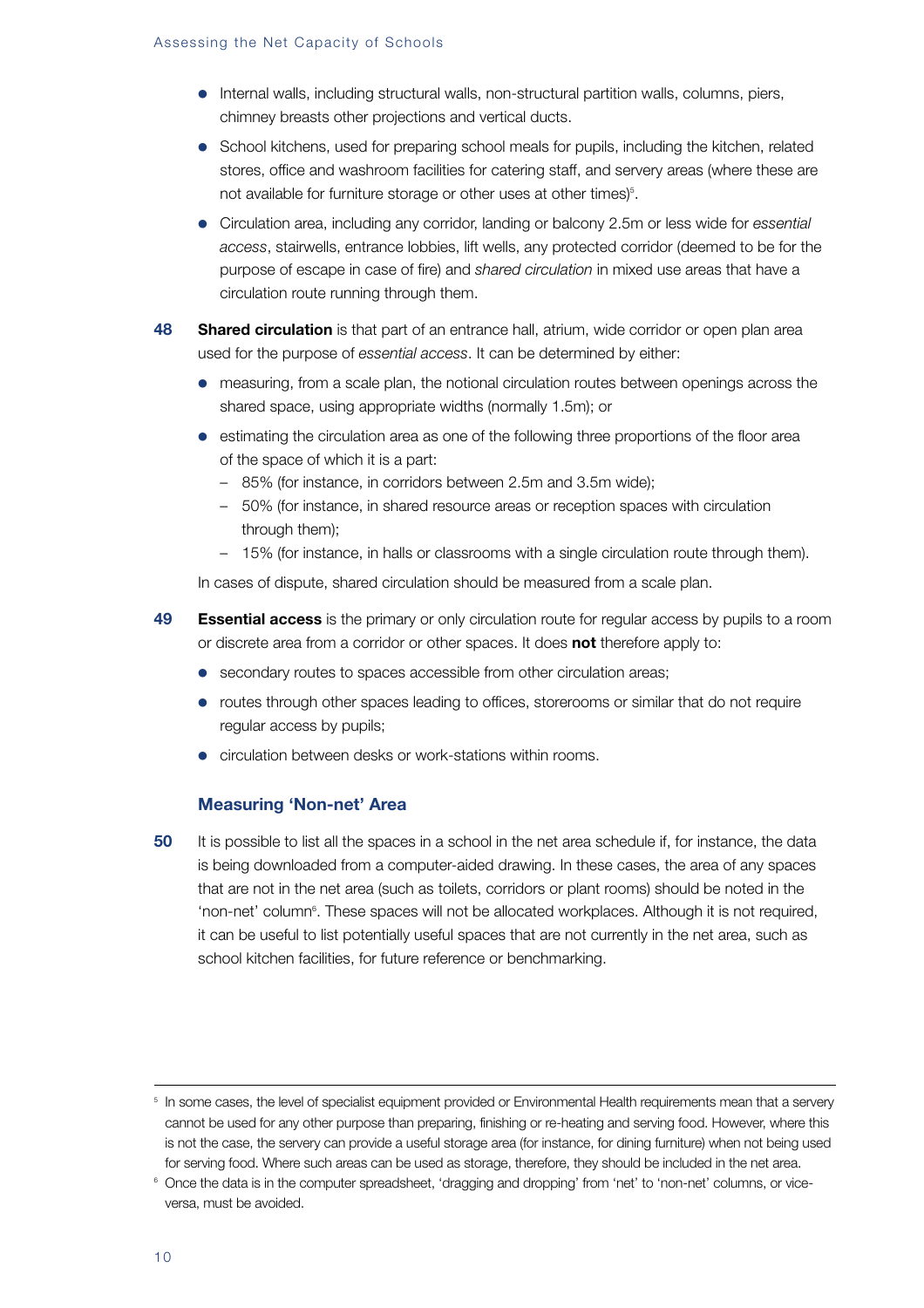- Internal walls, including structural walls, non-structural partition walls, columns, piers, chimney breasts other projections and vertical ducts.
- School kitchens, used for preparing school meals for pupils, including the kitchen, related stores, office and washroom facilities for catering staff, and servery areas (where these are not available for furniture storage or other uses at other times)[5].
- Circulation area, including any corridor, landing or balcony 2.5m or less wide for *essential access*, stairwells, entrance lobbies, lift wells, any protected corridor (deemed to be for the purpose of escape in case of fire) and *shared circulation* in mixed use areas that have a circulation route running through them.

**48** **Shared circulation** is that part of an entrance hall, atrium, wide corridor or open plan area used for the purpose of *essential access*. It can be determined by either:

- measuring, from a scale plan, the notional circulation routes between openings across the shared space, using appropriate widths (normally 1.5m); or
- estimating the circulation area as one of the following three proportions of the floor area of the space of which it is a part:
  - 85% (for instance, in corridors between 2.5m and 3.5m wide);
  - 50% (for instance, in shared resource areas or reception spaces with circulation through them);
  - 15% (for instance, in halls or classrooms with a single circulation route through them).

In cases of dispute, shared circulation should be measured from a scale plan.

**49** **Essential access** is the primary or only circulation route for regular access by pupils to a room or discrete area from a corridor or other spaces. It does **not** therefore apply to:

- secondary routes to spaces accessible from other circulation areas;
- routes through other spaces leading to offices, storerooms or similar that do not require regular access by pupils;
- circulation between desks or work-stations within rooms.

### Measuring 'Non-net' Area

**50** It is possible to list all the spaces in a school in the net area schedule if, for instance, the data is being downloaded from a computer-aided drawing. In these cases, the area of any spaces that are not in the net area (such as toilets, corridors or plant rooms) should be noted in the 'non-net' column[6]. These spaces will not be allocated workplaces. Although it is not required, it can be useful to list potentially useful spaces that are not currently in the net area, such as school kitchen facilities, for future reference or benchmarking.

---

[5] In some cases, the level of specialist equipment provided or Environmental Health requirements mean that a servery cannot be used for any other purpose than preparing, finishing or re-heating and serving food. However, where this is not the case, the servery can provide a useful storage area (for instance, for dining furniture) when not being used for serving food. Where such areas can be used as storage, therefore, they should be included in the net area.

[6] Once the data is in the computer spreadsheet, 'dragging and dropping' from 'net' to 'non-net' columns, or vice-versa, must be avoided.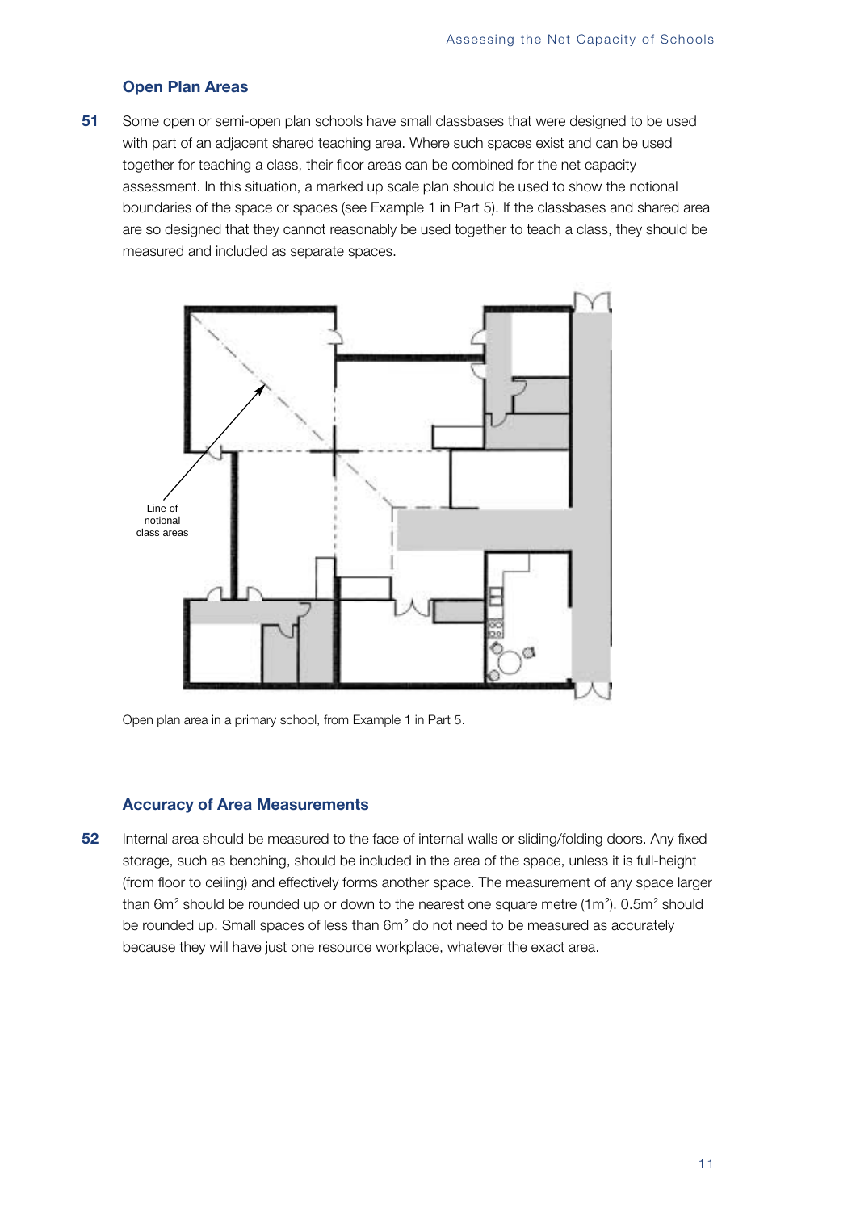### Open Plan Areas

**51** Some open or semi-open plan schools have small classbases that were designed to be used with part of an adjacent shared teaching area. Where such spaces exist and can be used together for teaching a class, their floor areas can be combined for the net capacity assessment. In this situation, a marked up scale plan should be used to show the notional boundaries of the space or spaces (see Example 1 in Part 5). If the classbases and shared area are so designed that they cannot reasonably be used together to teach a class, they should be measured and included as separate spaces.

Line of notional class areas

Open plan area in a primary school, from Example 1 in Part 5.

### Accuracy of Area Measurements

**52** Internal area should be measured to the face of internal walls or sliding/folding doors. Any fixed storage, such as benching, should be included in the area of the space, unless it is full-height (from floor to ceiling) and effectively forms another space. The measurement of any space larger than $6m^2$ should be rounded up or down to the nearest one square metre ($1m^2$). $0.5m^2$ should be rounded up. Small spaces of less than $6m^2$ do not need to be measured as accurately because they will have just one resource workplace, whatever the exact area.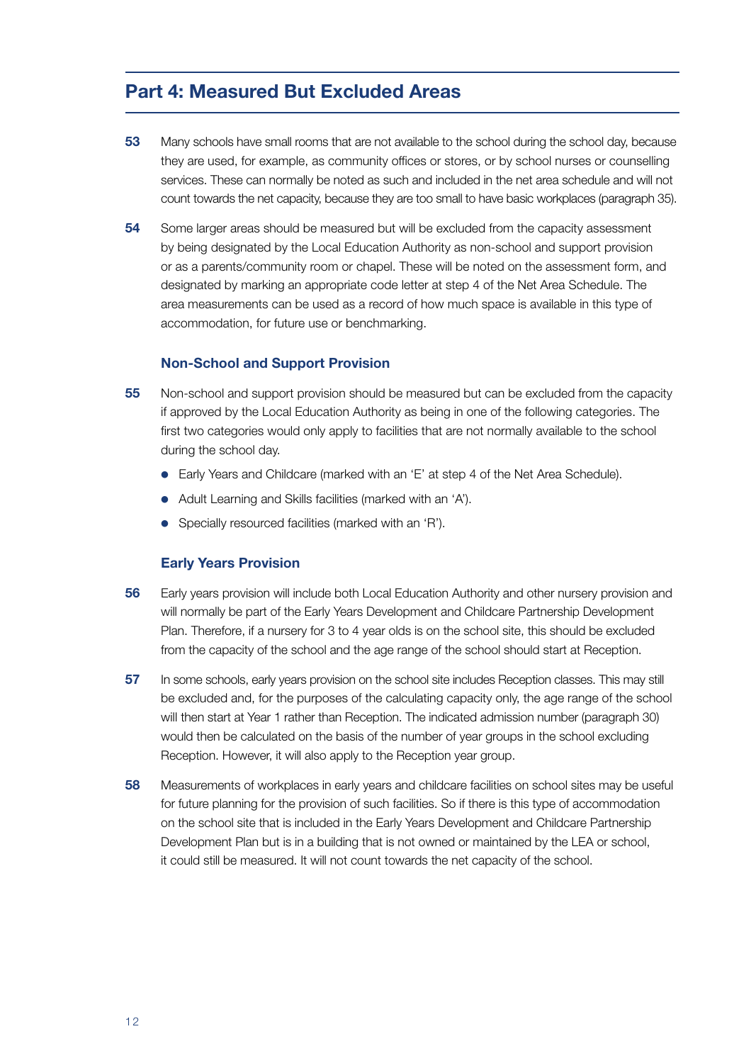## Part 4: Measured But Excluded Areas

**53** Many schools have small rooms that are not available to the school during the school day, because they are used, for example, as community offices or stores, or by school nurses or counselling services. These can normally be noted as such and included in the net area schedule and will not count towards the net capacity, because they are too small to have basic workplaces (paragraph 35).

**54** Some larger areas should be measured but will be excluded from the capacity assessment by being designated by the Local Education Authority as non-school and support provision or as a parents/community room or chapel. These will be noted on the assessment form, and designated by marking an appropriate code letter at step 4 of the Net Area Schedule. The area measurements can be used as a record of how much space is available in this type of accommodation, for future use or benchmarking.

### Non-School and Support Provision

**55** Non-school and support provision should be measured but can be excluded from the capacity if approved by the Local Education Authority as being in one of the following categories. The first two categories would only apply to facilities that are not normally available to the school during the school day.

- Early Years and Childcare (marked with an 'E' at step 4 of the Net Area Schedule).
- Adult Learning and Skills facilities (marked with an 'A').
- Specially resourced facilities (marked with an 'R').

### Early Years Provision

**56** Early years provision will include both Local Education Authority and other nursery provision and will normally be part of the Early Years Development and Childcare Partnership Development Plan. Therefore, if a nursery for 3 to 4 year olds is on the school site, this should be excluded from the capacity of the school and the age range of the school should start at Reception.

**57** In some schools, early years provision on the school site includes Reception classes. This may still be excluded and, for the purposes of the calculating capacity only, the age range of the school will then start at Year 1 rather than Reception. The indicated admission number (paragraph 30) would then be calculated on the basis of the number of year groups in the school excluding Reception. However, it will also apply to the Reception year group.

**58** Measurements of workplaces in early years and childcare facilities on school sites may be useful for future planning for the provision of such facilities. So if there is this type of accommodation on the school site that is included in the Early Years Development and Childcare Partnership Development Plan but is in a building that is not owned or maintained by the LEA or school, it could still be measured. It will not count towards the net capacity of the school.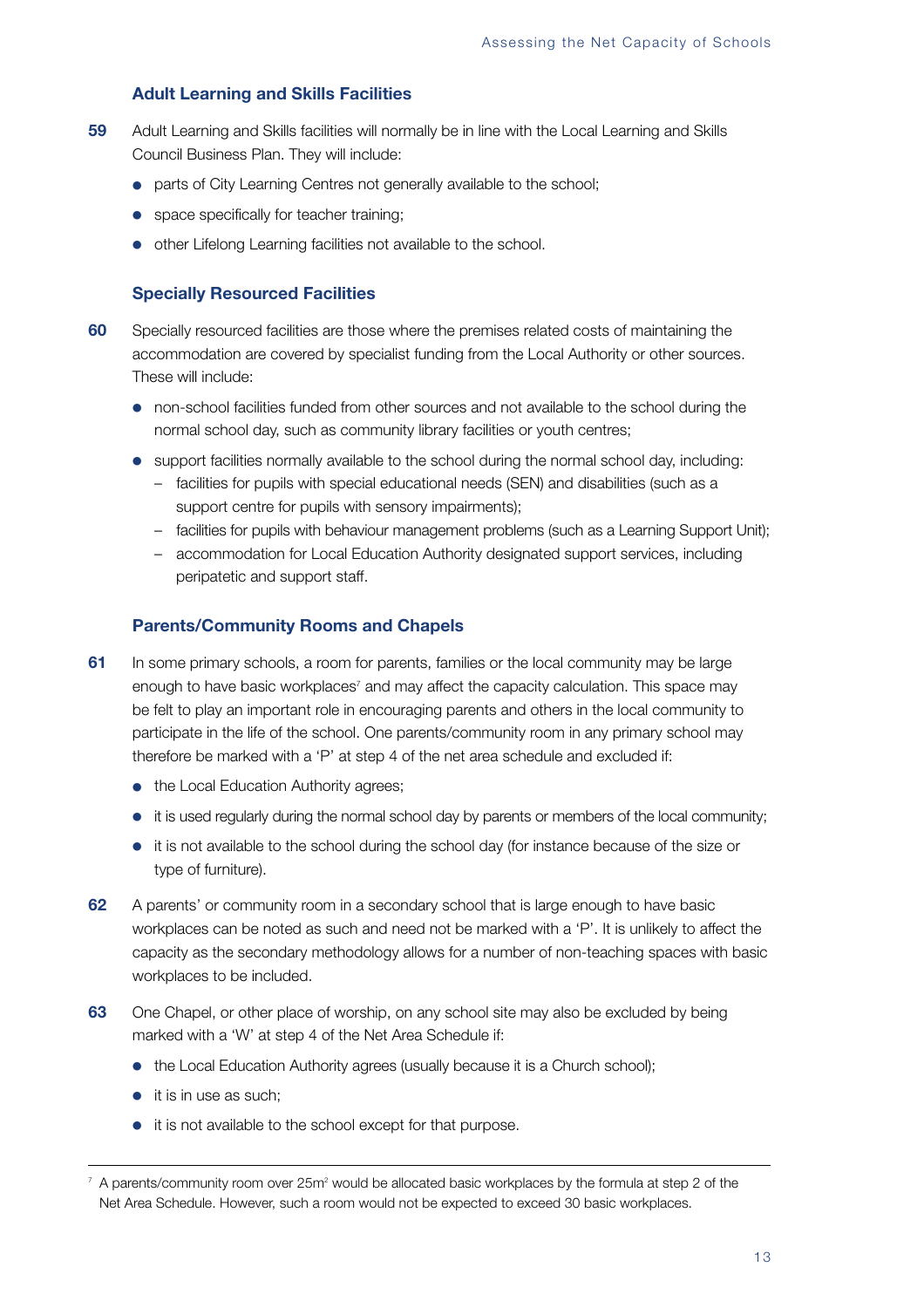### Adult Learning and Skills Facilities

**59** Adult Learning and Skills facilities will normally be in line with the Local Learning and Skills Council Business Plan. They will include:

- parts of City Learning Centres not generally available to the school;
- space specifically for teacher training;
- other Lifelong Learning facilities not available to the school.

### Specially Resourced Facilities

**60** Specially resourced facilities are those where the premises related costs of maintaining the accommodation are covered by specialist funding from the Local Authority or other sources. These will include:

- non-school facilities funded from other sources and not available to the school during the normal school day, such as community library facilities or youth centres;
- support facilities normally available to the school during the normal school day, including:
  - facilities for pupils with special educational needs (SEN) and disabilities (such as a support centre for pupils with sensory impairments);
  - facilities for pupils with behaviour management problems (such as a Learning Support Unit);
  - accommodation for Local Education Authority designated support services, including peripatetic and support staff.

### Parents/Community Rooms and Chapels

**61** In some primary schools, a room for parents, families or the local community may be large enough to have basic workplaces[7] and may affect the capacity calculation. This space may be felt to play an important role in encouraging parents and others in the local community to participate in the life of the school. One parents/community room in any primary school may therefore be marked with a 'P' at step 4 of the net area schedule and excluded if:

- the Local Education Authority agrees;
- it is used regularly during the normal school day by parents or members of the local community;
- it is not available to the school during the school day (for instance because of the size or type of furniture).

**62** A parents' or community room in a secondary school that is large enough to have basic workplaces can be noted as such and need not be marked with a 'P'. It is unlikely to affect the capacity as the secondary methodology allows for a number of non-teaching spaces with basic workplaces to be included.

**63** One Chapel, or other place of worship, on any school site may also be excluded by being marked with a 'W' at step 4 of the Net Area Schedule if:

- the Local Education Authority agrees (usually because it is a Church school);
- it is in use as such;
- it is not available to the school except for that purpose.

---

[7] A parents/community room over 25m² would be allocated basic workplaces by the formula at step 2 of the Net Area Schedule. However, such a room would not be expected to exceed 30 basic workplaces.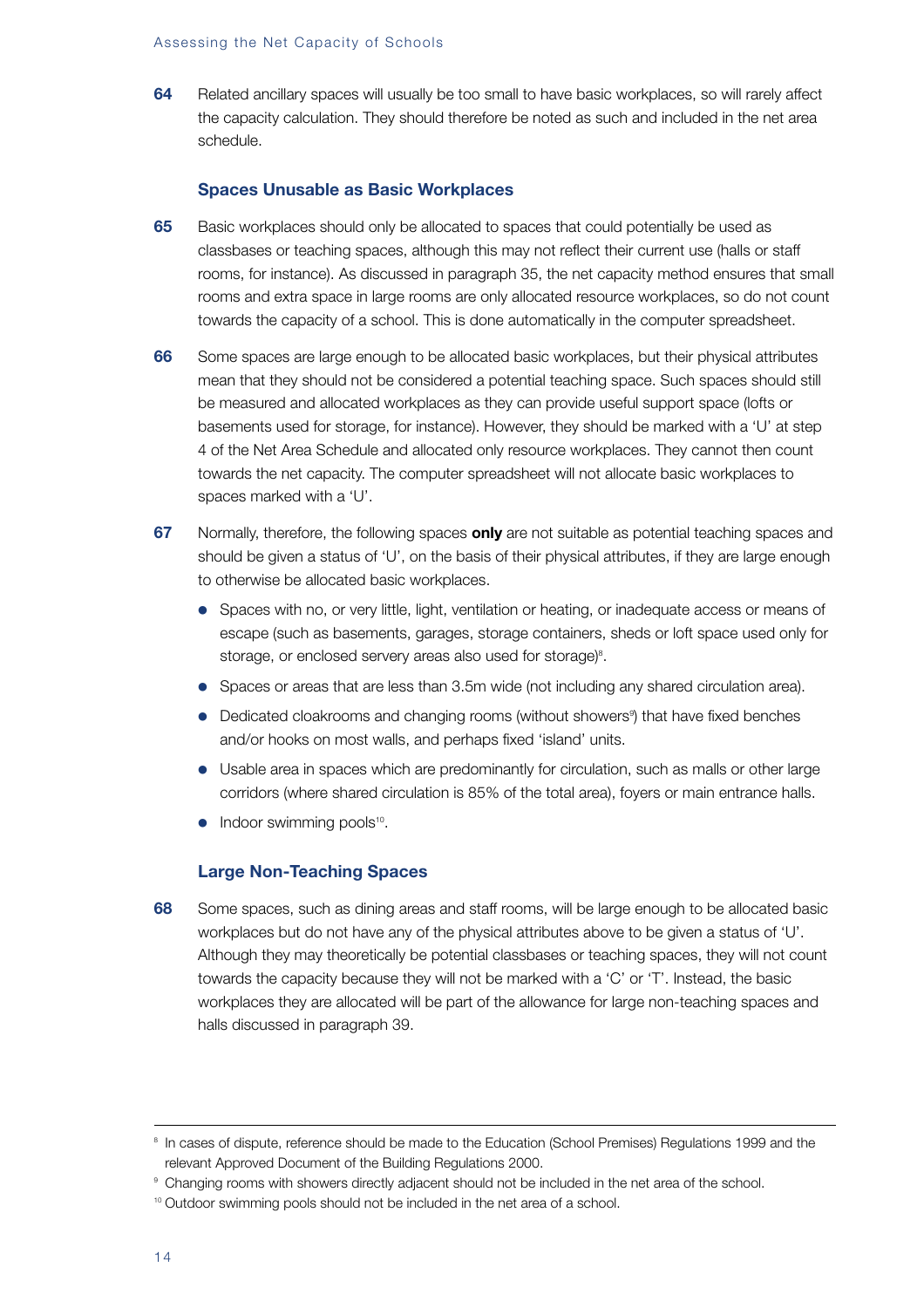64 Related ancillary spaces will usually be too small to have basic workplaces, so will rarely affect the capacity calculation. They should therefore be noted as such and included in the net area schedule.

### Spaces Unusable as Basic Workplaces

65 Basic workplaces should only be allocated to spaces that could potentially be used as classbases or teaching spaces, although this may not reflect their current use (halls or staff rooms, for instance). As discussed in paragraph 35, the net capacity method ensures that small rooms and extra space in large rooms are only allocated resource workplaces, so do not count towards the capacity of a school. This is done automatically in the computer spreadsheet.

66 Some spaces are large enough to be allocated basic workplaces, but their physical attributes mean that they should not be considered a potential teaching space. Such spaces should still be measured and allocated workplaces as they can provide useful support space (lofts or basements used for storage, for instance). However, they should be marked with a 'U' at step 4 of the Net Area Schedule and allocated only resource workplaces. They cannot then count towards the net capacity. The computer spreadsheet will not allocate basic workplaces to spaces marked with a 'U'.

67 Normally, therefore, the following spaces **only** are not suitable as potential teaching spaces and should be given a status of 'U', on the basis of their physical attributes, if they are large enough to otherwise be allocated basic workplaces.

- Spaces with no, or very little, light, ventilation or heating, or inadequate access or means of escape (such as basements, garages, storage containers, sheds or loft space used only for storage, or enclosed servery areas also used for storage)[8].
- Spaces or areas that are less than 3.5m wide (not including any shared circulation area).
- Dedicated cloakrooms and changing rooms (without showers[9]) that have fixed benches and/or hooks on most walls, and perhaps fixed 'island' units.
- Usable area in spaces which are predominantly for circulation, such as malls or other large corridors (where shared circulation is 85% of the total area), foyers or main entrance halls.
- Indoor swimming pools[10].

### Large Non-Teaching Spaces

68 Some spaces, such as dining areas and staff rooms, will be large enough to be allocated basic workplaces but do not have any of the physical attributes above to be given a status of 'U'. Although they may theoretically be potential classbases or teaching spaces, they will not count towards the capacity because they will not be marked with a 'C' or 'T'. Instead, the basic workplaces they are allocated will be part of the allowance for large non-teaching spaces and halls discussed in paragraph 39.

---

[8] In cases of dispute, reference should be made to the Education (School Premises) Regulations 1999 and the relevant Approved Document of the Building Regulations 2000.

[9] Changing rooms with showers directly adjacent should not be included in the net area of the school.

[10] Outdoor swimming pools should not be included in the net area of a school.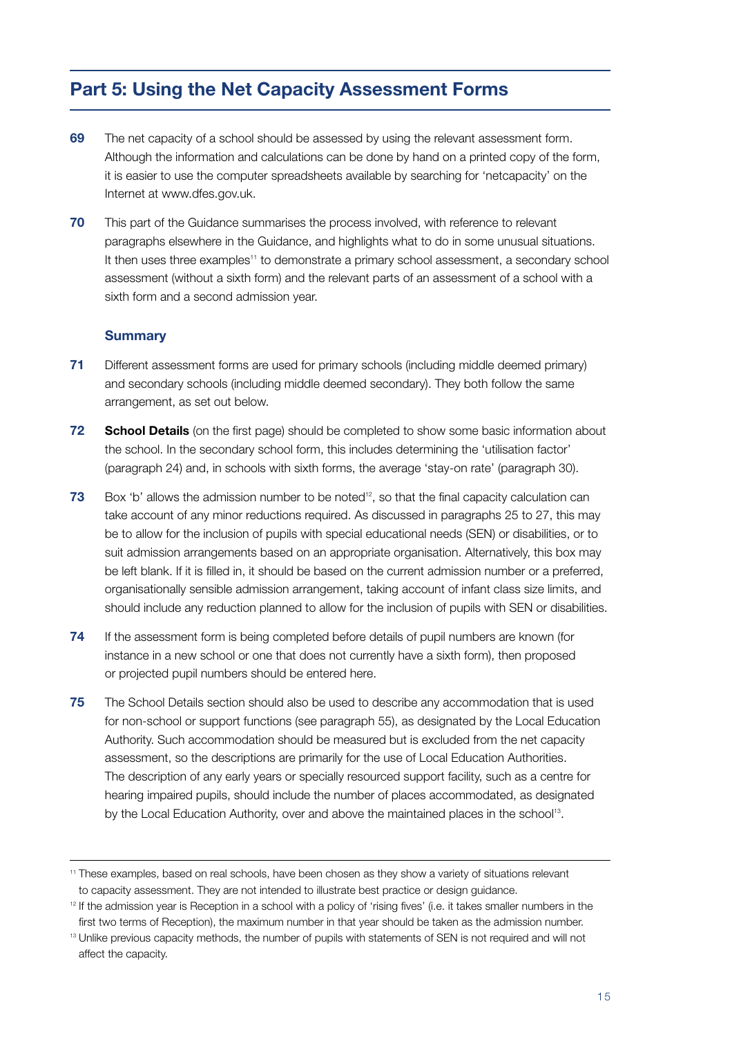## Part 5: Using the Net Capacity Assessment Forms

**69** The net capacity of a school should be assessed by using the relevant assessment form. Although the information and calculations can be done by hand on a printed copy of the form, it is easier to use the computer spreadsheets available by searching for 'netcapacity' on the Internet at www.dfes.gov.uk.

**70** This part of the Guidance summarises the process involved, with reference to relevant paragraphs elsewhere in the Guidance, and highlights what to do in some unusual situations. It then uses three examples[11] to demonstrate a primary school assessment, a secondary school assessment (without a sixth form) and the relevant parts of an assessment of a school with a sixth form and a second admission year.

### Summary

**71** Different assessment forms are used for primary schools (including middle deemed primary) and secondary schools (including middle deemed secondary). They both follow the same arrangement, as set out below.

**72** **School Details** (on the first page) should be completed to show some basic information about the school. In the secondary school form, this includes determining the 'utilisation factor' (paragraph 24) and, in schools with sixth forms, the average 'stay-on rate' (paragraph 30).

**73** Box 'b' allows the admission number to be noted[12], so that the final capacity calculation can take account of any minor reductions required. As discussed in paragraphs 25 to 27, this may be to allow for the inclusion of pupils with special educational needs (SEN) or disabilities, or to suit admission arrangements based on an appropriate organisation. Alternatively, this box may be left blank. If it is filled in, it should be based on the current admission number or a preferred, organisationally sensible admission arrangement, taking account of infant class size limits, and should include any reduction planned to allow for the inclusion of pupils with SEN or disabilities.

**74** If the assessment form is being completed before details of pupil numbers are known (for instance in a new school or one that does not currently have a sixth form), then proposed or projected pupil numbers should be entered here.

**75** The School Details section should also be used to describe any accommodation that is used for non-school or support functions (see paragraph 55), as designated by the Local Education Authority. Such accommodation should be measured but is excluded from the net capacity assessment, so the descriptions are primarily for the use of Local Education Authorities. The description of any early years or specially resourced support facility, such as a centre for hearing impaired pupils, should include the number of places accommodated, as designated by the Local Education Authority, over and above the maintained places in the school[13].

---

[11] These examples, based on real schools, have been chosen as they show a variety of situations relevant to capacity assessment. They are not intended to illustrate best practice or design guidance.

[12] If the admission year is Reception in a school with a policy of 'rising fives' (i.e. it takes smaller numbers in the first two terms of Reception), the maximum number in that year should be taken as the admission number.

[13] Unlike previous capacity methods, the number of pupils with statements of SEN is not required and will not affect the capacity.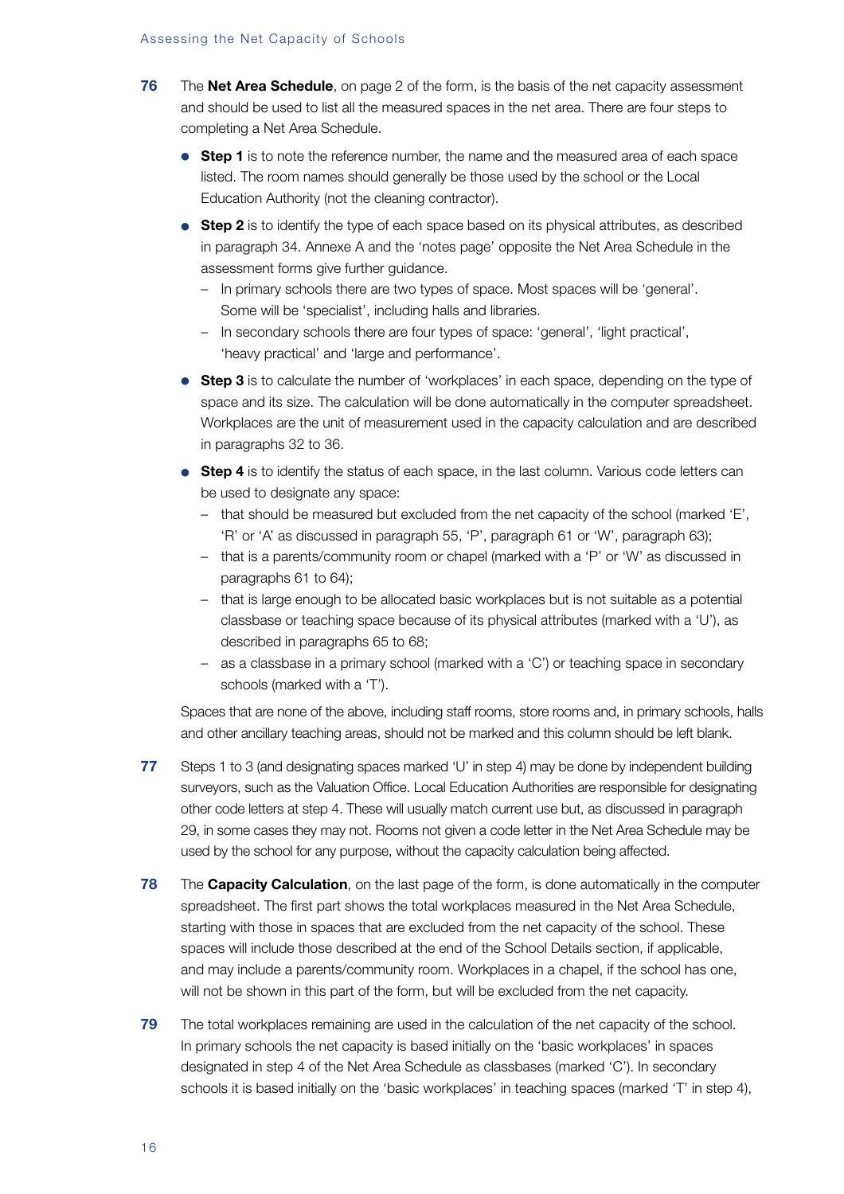**76** The **Net Area Schedule**, on page 2 of the form, is the basis of the net capacity assessment and should be used to list all the measured spaces in the net area. There are four steps to completing a Net Area Schedule.

- **Step 1** is to note the reference number, the name and the measured area of each space listed. The room names should generally be those used by the school or the Local Education Authority (not the cleaning contractor).
- **Step 2** is to identify the type of each space based on its physical attributes, as described in paragraph 34. Annexe A and the 'notes page' opposite the Net Area Schedule in the assessment forms give further guidance.
  - In primary schools there are two types of space. Most spaces will be 'general'. Some will be 'specialist', including halls and libraries.
  - In secondary schools there are four types of space: 'general', 'light practical', 'heavy practical' and 'large and performance'.
- **Step 3** is to calculate the number of 'workplaces' in each space, depending on the type of space and its size. The calculation will be done automatically in the computer spreadsheet. Workplaces are the unit of measurement used in the capacity calculation and are described in paragraphs 32 to 36.
- **Step 4** is to identify the status of each space, in the last column. Various code letters can be used to designate any space:
  - that should be measured but excluded from the net capacity of the school (marked 'E', 'R' or 'A' as discussed in paragraph 55, 'P', paragraph 61 or 'W', paragraph 63);
  - that is a parents/community room or chapel (marked with a 'P' or 'W' as discussed in paragraphs 61 to 64);
  - that is large enough to be allocated basic workplaces but is not suitable as a potential classbase or teaching space because of its physical attributes (marked with a 'U'), as described in paragraphs 65 to 68;
  - as a classbase in a primary school (marked with a 'C') or teaching space in secondary schools (marked with a 'T').

Spaces that are none of the above, including staff rooms, store rooms and, in primary schools, halls and other ancillary teaching areas, should not be marked and this column should be left blank.

**77** Steps 1 to 3 (and designating spaces marked 'U' in step 4) may be done by independent building surveyors, such as the Valuation Office. Local Education Authorities are responsible for designating other code letters at step 4. These will usually match current use but, as discussed in paragraph 29, in some cases they may not. Rooms not given a code letter in the Net Area Schedule may be used by the school for any purpose, without the capacity calculation being affected.

**78** The **Capacity Calculation**, on the last page of the form, is done automatically in the computer spreadsheet. The first part shows the total workplaces measured in the Net Area Schedule, starting with those in spaces that are excluded from the net capacity of the school. These spaces will include those described at the end of the School Details section, if applicable, and may include a parents/community room. Workplaces in a chapel, if the school has one, will not be shown in this part of the form, but will be excluded from the net capacity.

**79** The total workplaces remaining are used in the calculation of the net capacity of the school. In primary schools the net capacity is based initially on the 'basic workplaces' in spaces designated in step 4 of the Net Area Schedule as classbases (marked 'C'). In secondary schools it is based initially on the 'basic workplaces' in teaching spaces (marked 'T' in step 4),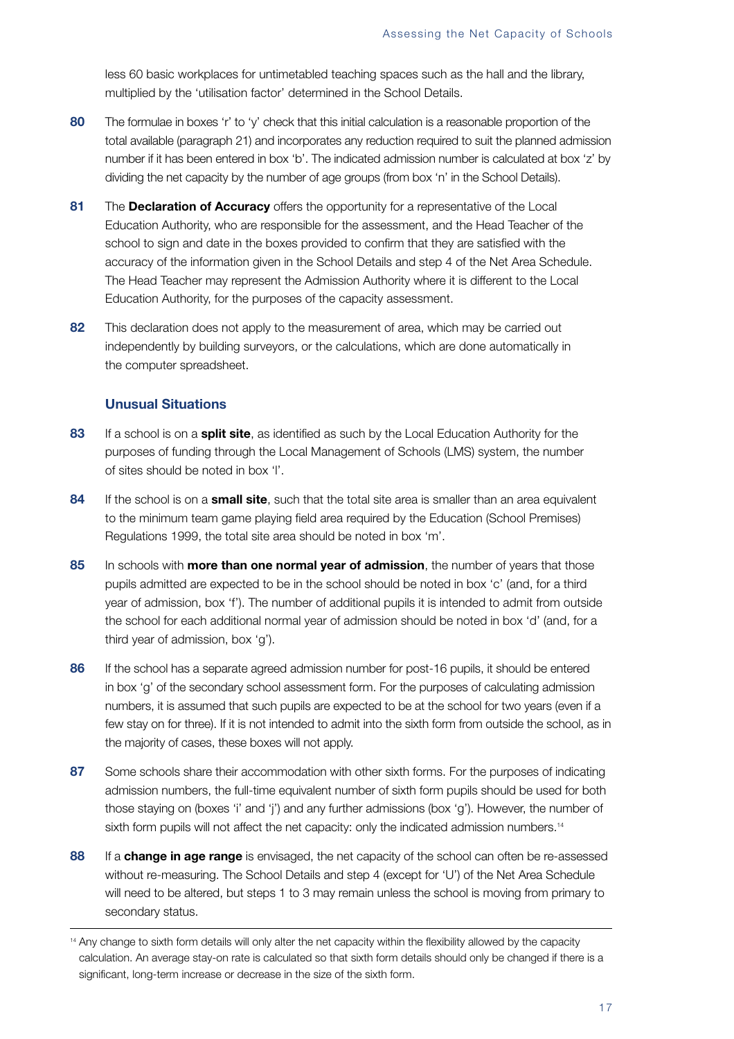less 60 basic workplaces for untimetabled teaching spaces such as the hall and the library, multiplied by the 'utilisation factor' determined in the School Details.

**80** The formulae in boxes 'r' to 'y' check that this initial calculation is a reasonable proportion of the total available (paragraph 21) and incorporates any reduction required to suit the planned admission number if it has been entered in box 'b'. The indicated admission number is calculated at box 'z' by dividing the net capacity by the number of age groups (from box 'n' in the School Details).

**81** The **Declaration of Accuracy** offers the opportunity for a representative of the Local Education Authority, who are responsible for the assessment, and the Head Teacher of the school to sign and date in the boxes provided to confirm that they are satisfied with the accuracy of the information given in the School Details and step 4 of the Net Area Schedule. The Head Teacher may represent the Admission Authority where it is different to the Local Education Authority, for the purposes of the capacity assessment.

**82** This declaration does not apply to the measurement of area, which may be carried out independently by building surveyors, or the calculations, which are done automatically in the computer spreadsheet.

### Unusual Situations

**83** If a school is on a **split site**, as identified as such by the Local Education Authority for the purposes of funding through the Local Management of Schools (LMS) system, the number of sites should be noted in box 'l'.

**84** If the school is on a **small site**, such that the total site area is smaller than an area equivalent to the minimum team game playing field area required by the Education (School Premises) Regulations 1999, the total site area should be noted in box 'm'.

**85** In schools with **more than one normal year of admission**, the number of years that those pupils admitted are expected to be in the school should be noted in box 'c' (and, for a third year of admission, box 'f'). The number of additional pupils it is intended to admit from outside the school for each additional normal year of admission should be noted in box 'd' (and, for a third year of admission, box 'g').

**86** If the school has a separate agreed admission number for post-16 pupils, it should be entered in box 'g' of the secondary school assessment form. For the purposes of calculating admission numbers, it is assumed that such pupils are expected to be at the school for two years (even if a few stay on for three). If it is not intended to admit into the sixth form from outside the school, as in the majority of cases, these boxes will not apply.

**87** Some schools share their accommodation with other sixth forms. For the purposes of indicating admission numbers, the full-time equivalent number of sixth form pupils should be used for both those staying on (boxes 'i' and 'j') and any further admissions (box 'g'). However, the number of sixth form pupils will not affect the net capacity: only the indicated admission numbers.[14]

**88** If a **change in age range** is envisaged, the net capacity of the school can often be re-assessed without re-measuring. The School Details and step 4 (except for 'U') of the Net Area Schedule will need to be altered, but steps 1 to 3 may remain unless the school is moving from primary to secondary status.

---

[14] Any change to sixth form details will only alter the net capacity within the flexibility allowed by the capacity calculation. An average stay-on rate is calculated so that sixth form details should only be changed if there is a significant, long-term increase or decrease in the size of the sixth form.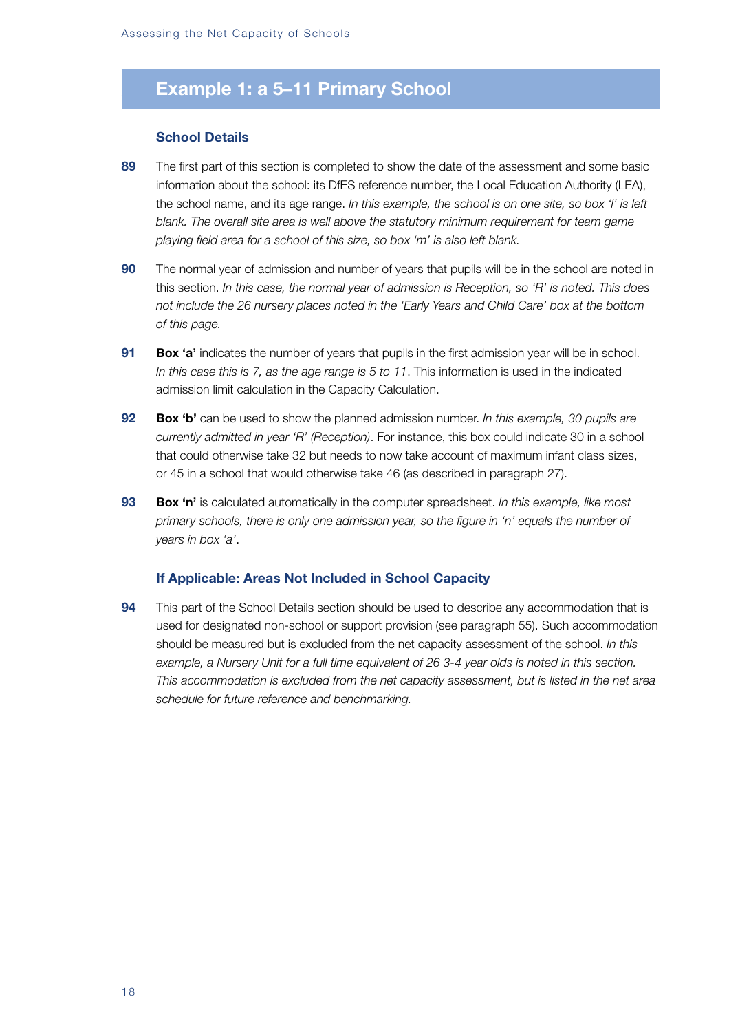## Example 1: a 5–11 Primary School

### School Details

**89** The first part of this section is completed to show the date of the assessment and some basic information about the school: its DfES reference number, the Local Education Authority (LEA), the school name, and its age range. *In this example, the school is on one site, so box 'l' is left blank. The overall site area is well above the statutory minimum requirement for team game playing field area for a school of this size, so box 'm' is also left blank.*

**90** The normal year of admission and number of years that pupils will be in the school are noted in this section. *In this case, the normal year of admission is Reception, so 'R' is noted. This does not include the 26 nursery places noted in the 'Early Years and Child Care' box at the bottom of this page.*

**91** **Box 'a'** indicates the number of years that pupils in the first admission year will be in school. *In this case this is 7, as the age range is 5 to 11*. This information is used in the indicated admission limit calculation in the Capacity Calculation.

**92** **Box 'b'** can be used to show the planned admission number. *In this example, 30 pupils are currently admitted in year 'R' (Reception)*. For instance, this box could indicate 30 in a school that could otherwise take 32 but needs to now take account of maximum infant class sizes, or 45 in a school that would otherwise take 46 (as described in paragraph 27).

**93** **Box 'n'** is calculated automatically in the computer spreadsheet. *In this example, like most primary schools, there is only one admission year, so the figure in 'n' equals the number of years in box 'a'*.

### If Applicable: Areas Not Included in School Capacity

**94** This part of the School Details section should be used to describe any accommodation that is used for designated non-school or support provision (see paragraph 55). Such accommodation should be measured but is excluded from the net capacity assessment of the school. *In this example, a Nursery Unit for a full time equivalent of 26 3-4 year olds is noted in this section. This accommodation is excluded from the net capacity assessment, but is listed in the net area schedule for future reference and benchmarking.*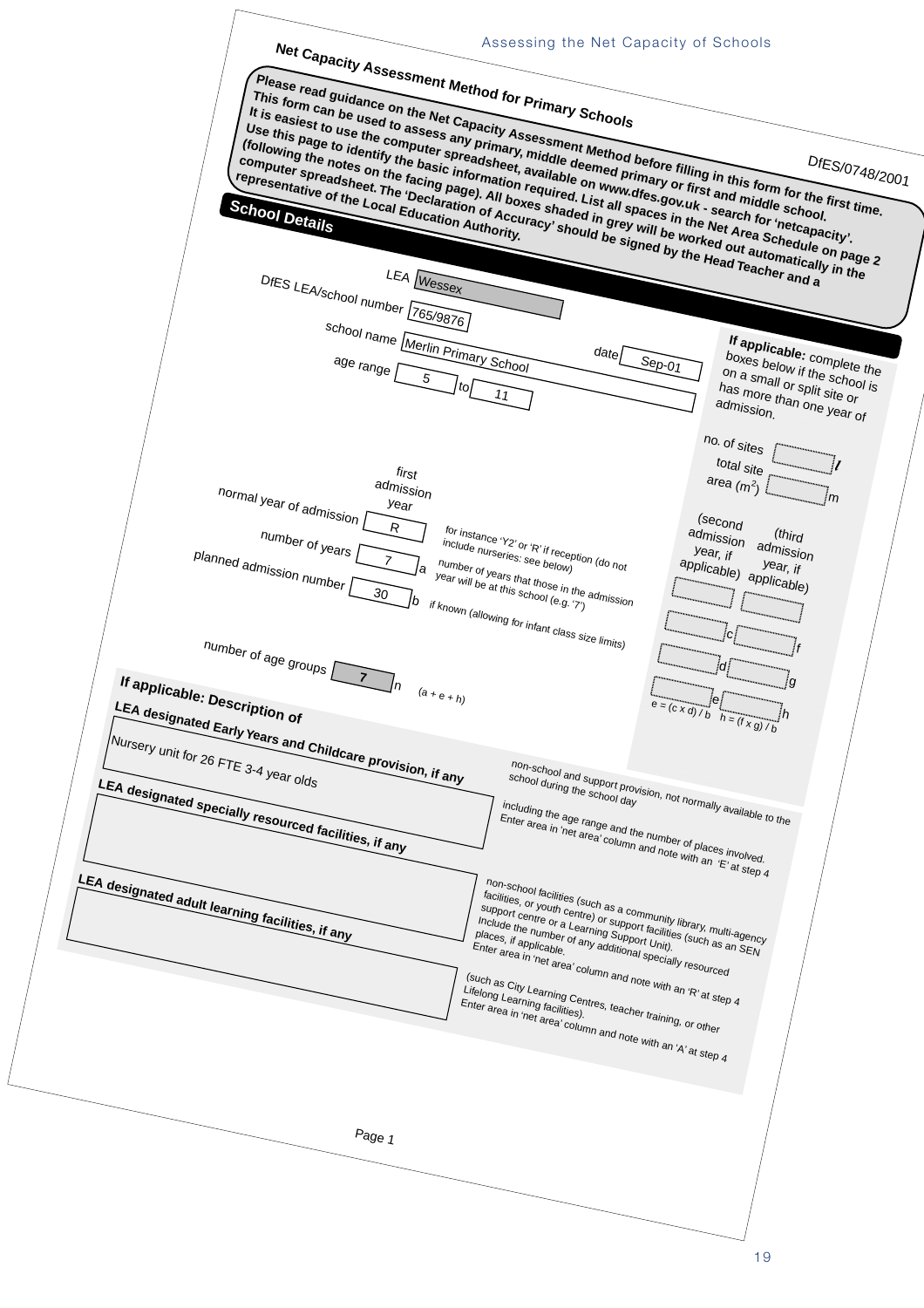## Net Capacity Assessment Method for Primary Schools

DfES/0748/2001

**Please read guidance on the Net Capacity Assessment Method before filling in this form for the first time. This form can be used to assess any primary, middle deemed primary or first and middle school. It is easiest to use the computer spreadsheet, available on www.dfes.gov.uk - search for 'netcapacity'. Use this page to identify the basic information required. List all spaces in the Net Area Schedule on page 2 (following the notes on the facing page). All boxes shaded in grey will be worked out automatically in the computer spreadsheet. The 'Declaration of Accuracy' should be signed by the Head Teacher and a representative of the Local Education Authority.**

### School Details

LEA: Wessex

DfES LEA/school number: 765/9876

school name: Merlin Primary School

date: Sep-01

age range: 5 to 11

**If applicable:** complete the boxes below if the school is on a small or split site or has more than one year of admission.

no. of sites: *l*

total site area (m²): *m*

| | first admission year | | (second admission year, if applicable) | | (third admission year, if applicable) | | |
|---|---|---|---|---|---|---|---|
| normal year of admission | R | | | | | | for instance 'Y2' or 'R' if reception (do not include nurseries: see below) |
| number of years | 7 | a | | c | | f | number of years that those in the admission year will be at this school (e.g. '7') |
| planned admission number | 30 | b | | d | | g | if known (allowing for infant class size limits) |
| | | | | e | | h | |
| | | | e = (c x d) / b | | h = (f x g) / b | | |

number of age groups: 7 *n* (a + e + h)

### If applicable: Description of

**LEA designated Early Years and Childcare provision, if any**

Nursery unit for 26 FTE 3-4 year olds

non-school and support provision, not normally available to the school during the school day including the age range and the number of places involved. Enter area in 'net area' column and note with an 'E' at step 4

**LEA designated specially resourced facilities, if any**

non-school facilities (such as a community library, multi-agency facilities, or youth centre) or support facilities (such as an SEN support centre or a Learning Support Unit). Include the number of any additional specially resourced places, if applicable. Enter area in 'net area' column and note with an 'R' at step 4

**LEA designated adult learning facilities, if any**

(such as City Learning Centres, teacher training, or other Lifelong Learning facilities). Enter area in 'net area' column and note with an 'A' at step 4

Page 1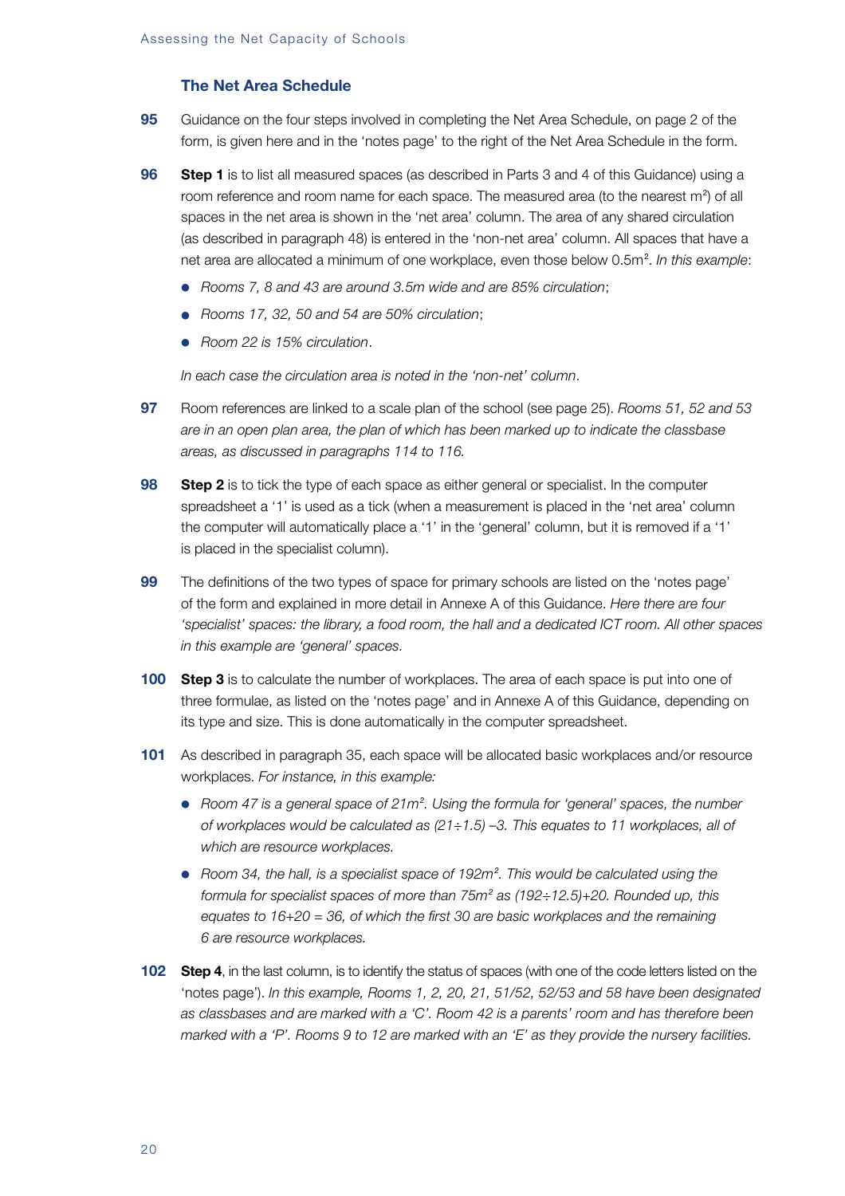### The Net Area Schedule

**95** Guidance on the four steps involved in completing the Net Area Schedule, on page 2 of the form, is given here and in the 'notes page' to the right of the Net Area Schedule in the form.

**96** **Step 1** is to list all measured spaces (as described in Parts 3 and 4 of this Guidance) using a room reference and room name for each space. The measured area (to the nearest $m^2$) of all spaces in the net area is shown in the 'net area' column. The area of any shared circulation (as described in paragraph 48) is entered in the 'non-net area' column. All spaces that have a net area are allocated a minimum of one workplace, even those below $0.5m^2$. *In this example*:

- *Rooms 7, 8 and 43 are around 3.5m wide and are 85% circulation*;
- *Rooms 17, 32, 50 and 54 are 50% circulation*;
- *Room 22 is 15% circulation*.

*In each case the circulation area is noted in the 'non-net' column*.

**97** Room references are linked to a scale plan of the school (see page 25). *Rooms 51, 52 and 53 are in an open plan area, the plan of which has been marked up to indicate the classbase areas, as discussed in paragraphs 114 to 116.*

**98** **Step 2** is to tick the type of each space as either general or specialist. In the computer spreadsheet a '1' is used as a tick (when a measurement is placed in the 'net area' column the computer will automatically place a '1' in the 'general' column, but it is removed if a '1' is placed in the specialist column).

**99** The definitions of the two types of space for primary schools are listed on the 'notes page' of the form and explained in more detail in Annexe A of this Guidance. *Here there are four 'specialist' spaces: the library, a food room, the hall and a dedicated ICT room. All other spaces in this example are 'general' spaces.*

**100** **Step 3** is to calculate the number of workplaces. The area of each space is put into one of three formulae, as listed on the 'notes page' and in Annexe A of this Guidance, depending on its type and size. This is done automatically in the computer spreadsheet.

**101** As described in paragraph 35, each space will be allocated basic workplaces and/or resource workplaces. *For instance, in this example:*

- *Room 47 is a general space of $21m^2$. Using the formula for 'general' spaces, the number of workplaces would be calculated as $(21 \div 1.5) - 3$. This equates to 11 workplaces, all of which are resource workplaces.*
- *Room 34, the hall, is a specialist space of $192m^2$. This would be calculated using the formula for specialist spaces of more than $75m^2$ as $(192 \div 12.5)+20$. Rounded up, this equates to $16+20 = 36$, of which the first 30 are basic workplaces and the remaining 6 are resource workplaces.*

**102** **Step 4**, in the last column, is to identify the status of spaces (with one of the code letters listed on the 'notes page'). *In this example, Rooms 1, 2, 20, 21, 51/52, 52/53 and 58 have been designated as classbases and are marked with a 'C'. Room 42 is a parents' room and has therefore been marked with a 'P'. Rooms 9 to 12 are marked with an 'E' as they provide the nursery facilities.*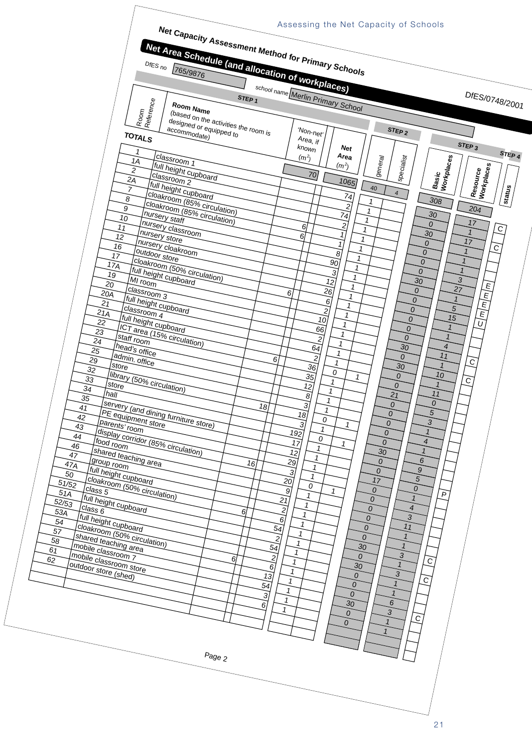## Net Capacity Assessment Method for Primary Schools

# Net Area Schedule (and allocation of workplaces)

DfES/0748/2001

DfES no 765/9876

school name Merlin Primary School

| | STEP 1 | | | STEP 2 | | STEP 3 | | STEP 4 |
|---|---|---|---|---|---|---|---|---|
| Room Reference | Room Name (based on the activities the room is designed or equipped to accommodate) | 'Non-net' Area, if known ($m^2$) | Net Area ($m^2$) | general | specialist | Basic Workplaces | Resource Workplaces | status |
| TOTALS | | 70 | 1065 | 40 | 4 | 308 | 204 | |
| 1 | classroom 1 | | 74 | 1 | | 30 | 17 | C |
| 1A | full height cupboard | | 2 | 1 | | 0 | 1 | |
| 2 | classroom 2 | | 74 | 1 | | 30 | 17 | C |
| 2A | full height cupboard | | 2 | 1 | | 0 | 1 | |
| 7 | cloakroom (85% circulation) | 6 | 1 | 1 | | 0 | 1 | |
| 8 | cloakroom (85% circulation) | 6 | 1 | 1 | | 0 | 1 | |
| 9 | nursery staff | | 8 | 1 | | 0 | 3 | E |
| 10 | nursery classroom | | 90 | 1 | | 30 | 27 | E |
| 11 | nursery store | | 3 | 1 | | 0 | 1 | E |
| 12 | nursery cloakroom | | 12 | 1 | | 0 | 5 | E |
| 16 | outdoor store | | 26 | 1 | | 0 | 15 | U |
| 17 | cloakroom (50% circulation) | 6 | 6 | 1 | | 0 | 1 | |
| 17A | full height cupboard | | 2 | 1 | | 0 | 1 | |
| 19 | MI room | | 10 | 1 | | 0 | 4 | |
| 20 | classroom 3 | | 66 | 1 | | 30 | 11 | C |
| 20A | full height cupboard | | 2 | 1 | | 0 | 1 | |
| 21 | classroom 4 | | 64 | 1 | | 30 | 10 | C |
| 21A | full height cupboard | | 2 | 1 | | 0 | 1 | |
| 22 | ICT area (15% circulation) | 6 | 36 | 0 | 1 | 0 | 11 | |
| 23 | staff room | | 35 | 1 | | 21 | 0 | |
| 24 | head's office | | 12 | 1 | | 0 | 5 | |
| 25 | admin. office | | 8 | 1 | | 0 | 3 | |
| 29 | store | | 3 | 1 | | 0 | 1 | |
| 32 | library (50% circulation) | 18 | 18 | 0 | 1 | 0 | 4 | |
| 33 | store | | 3 | 1 | | 0 | 1 | |
| 34 | hall | | 192 | 0 | 1 | 30 | 6 | |
| 35 | servery (and dining furniture store) | | 17 | 1 | | 0 | 9 | |
| 41 | PE equipment store | | 12 | 1 | | 0 | 5 | |
| 42 | parents' room | | 29 | 1 | | 17 | 0 | P |
| 43 | display corridor (85% circulation) | 16 | 3 | 1 | | 0 | 1 | |
| 44 | food room | | 20 | 0 | 1 | 0 | 4 | |
| 46 | shared teaching area | | 9 | 1 | | 0 | 3 | |
| 47 | group room | | 21 | 1 | | 0 | 11 | |
| 47A | full height cupboard | | 2 | 1 | | 0 | 1 | |
| 50 | cloakroom (50% circulation) | 6 | 6 | 1 | | 0 | 1 | |
| 51/52 | class 5 | | 54 | 1 | | 30 | 3 | C |
| 51A | full height cupboard | | 2 | 1 | | 0 | 1 | |
| 52/53 | class 6 | | 54 | 1 | | 30 | 3 | C |
| 53A | full height cupboard | | 2 | 1 | | 0 | 1 | |
| 54 | cloakroom (50% circulation) | 6 | 6 | 1 | | 0 | 1 | |
| 57 | shared teaching area | | 13 | 1 | | 0 | 6 | |
| 58 | mobile classroom 7 | | 54 | 1 | | 30 | 3 | C |
| 61 | mobile classroom store | | 3 | 1 | | 0 | 1 | |
| 62 | outdoor store (shed) | | 6 | 1 | | 0 | 1 | |

Page 2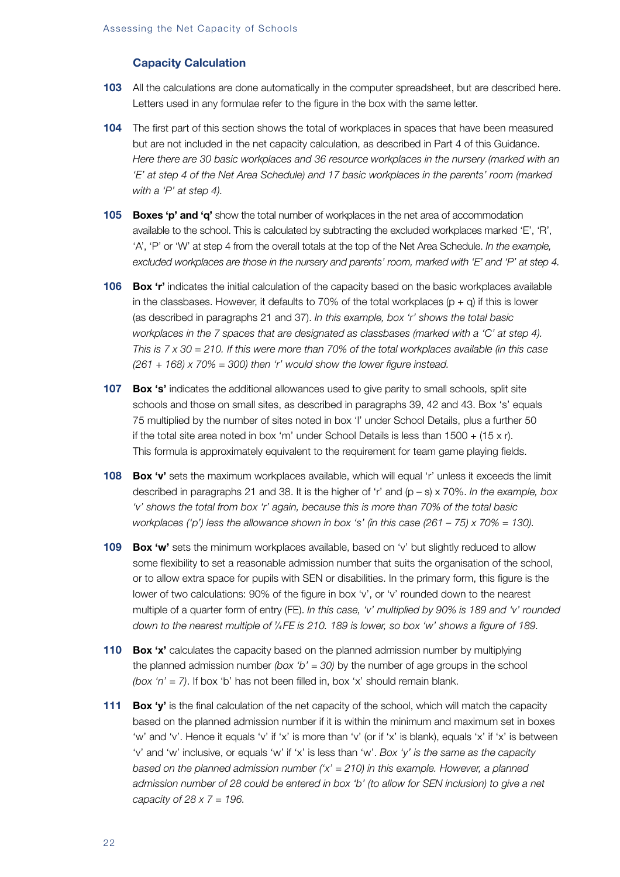### Capacity Calculation

**103** All the calculations are done automatically in the computer spreadsheet, but are described here. Letters used in any formulae refer to the figure in the box with the same letter.

**104** The first part of this section shows the total of workplaces in spaces that have been measured but are not included in the net capacity calculation, as described in Part 4 of this Guidance. *Here there are 30 basic workplaces and 36 resource workplaces in the nursery (marked with an 'E' at step 4 of the Net Area Schedule) and 17 basic workplaces in the parents' room (marked with a 'P' at step 4).*

**105** **Boxes 'p' and 'q'** show the total number of workplaces in the net area of accommodation available to the school. This is calculated by subtracting the excluded workplaces marked 'E', 'R', 'A', 'P' or 'W' at step 4 from the overall totals at the top of the Net Area Schedule. *In the example, excluded workplaces are those in the nursery and parents' room, marked with 'E' and 'P' at step 4.*

**106** **Box 'r'** indicates the initial calculation of the capacity based on the basic workplaces available in the classbases. However, it defaults to 70% of the total workplaces (p + q) if this is lower (as described in paragraphs 21 and 37). *In this example, box 'r' shows the total basic workplaces in the 7 spaces that are designated as classbases (marked with a 'C' at step 4). This is 7 x 30 = 210. If this were more than 70% of the total workplaces available (in this case (261 + 168) x 70% = 300) then 'r' would show the lower figure instead.*

**107** **Box 's'** indicates the additional allowances used to give parity to small schools, split site schools and those on small sites, as described in paragraphs 39, 42 and 43. Box 's' equals 75 multiplied by the number of sites noted in box 'l' under School Details, plus a further 50 if the total site area noted in box 'm' under School Details is less than 1500 + (15 x r). This formula is approximately equivalent to the requirement for team game playing fields.

**108** **Box 'v'** sets the maximum workplaces available, which will equal 'r' unless it exceeds the limit described in paragraphs 21 and 38. It is the higher of 'r' and (p – s) x 70%. *In the example, box 'v' shows the total from box 'r' again, because this is more than 70% of the total basic workplaces ('p') less the allowance shown in box 's' (in this case (261 – 75) x 70% = 130).*

**109** **Box 'w'** sets the minimum workplaces available, based on 'v' but slightly reduced to allow some flexibility to set a reasonable admission number that suits the organisation of the school, or to allow extra space for pupils with SEN or disabilities. In the primary form, this figure is the lower of two calculations: 90% of the figure in box 'v', or 'v' rounded down to the nearest multiple of a quarter form of entry (FE). *In this case, 'v' multiplied by 90% is 189 and 'v' rounded down to the nearest multiple of ¼FE is 210. 189 is lower, so box 'w' shows a figure of 189.*

**110** **Box 'x'** calculates the capacity based on the planned admission number by multiplying the planned admission number *(box 'b' = 30)* by the number of age groups in the school *(box 'n' = 7)*. If box 'b' has not been filled in, box 'x' should remain blank.

**111** **Box 'y'** is the final calculation of the net capacity of the school, which will match the capacity based on the planned admission number if it is within the minimum and maximum set in boxes 'w' and 'v'. Hence it equals 'v' if 'x' is more than 'v' (or if 'x' is blank), equals 'x' if 'x' is between 'v' and 'w' inclusive, or equals 'w' if 'x' is less than 'w'. *Box 'y' is the same as the capacity based on the planned admission number ('x' = 210) in this example. However, a planned admission number of 28 could be entered in box 'b' (to allow for SEN inclusion) to give a net capacity of 28 x 7 = 196.*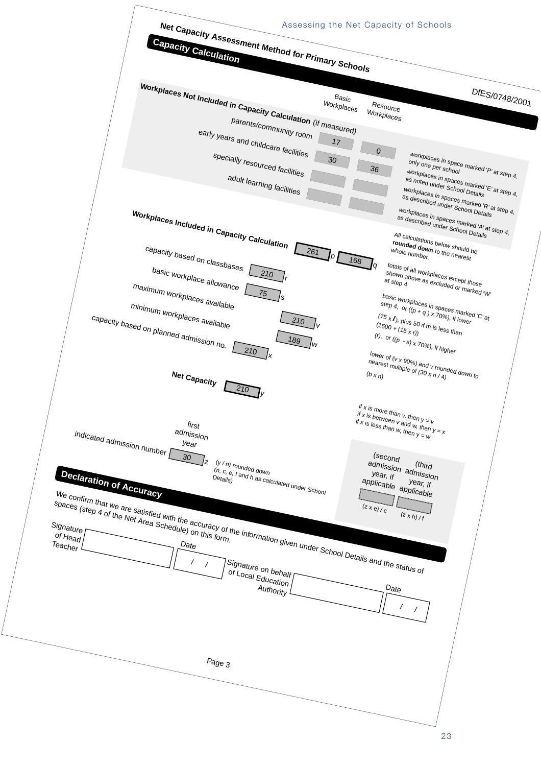## Net Capacity Assessment Method for Primary Schools

### Capacity Calculation

DfES/0748/2001

**Workplaces Not Included in Capacity Calculation** (if measured)

| | Basic Workplaces | Resource Workplaces | |
|---|---|---|---|
| parents/community room | 17 | 0 | workplaces in space marked 'P' at step 4, only one per school |
| early years and childcare facilities | 30 | 36 | workplaces in spaces marked 'E' at step 4, as noted under School Details |
| specially resourced facilities | | | workplaces in spaces marked 'R' at step 4, as described under School Details |
| adult learning facilities | | | workplaces in spaces marked 'A' at step 4, as described under School Details |

**Workplaces Included in Capacity Calculation**

All calculations below should be **rounded down** to the nearest whole number.

| | Value | | Notes |
|---|---|---|---|
| Workplaces Included in Capacity Calculation | 261 (p) | 168 (q) | totals of all workplaces except those shown above as excluded or marked 'W' at step 4 |
| capacity based on classbases | 210 | r | basic workplaces in spaces marked 'C' at step 4, or ((p + q) x 70%), if lower |
| basic workplace allowance | 75 | s | (75 x *l*), plus 50 if m is less than (1500 + (15 x r)) |
| maximum workplaces available | 210 | v | (r), or ((p - s) x 70%), if higher |
| minimum workplaces available | 189 | w | lower of (v x 90%) and v rounded down to nearest multiple of (30 x n / 4) |
| capacity based on planned admission no. | 210 | x | (b x n) |
| **Net Capacity** | 210 | y | if x is more than v, then y = v; if x is between v and w, then y = x; if x is less than w, then y = w |

| | first admission year | (second admission year, if applicable) | (third admission year, if applicable) |
|---|---|---|---|
| indicated admission number | 30 (z) | | |
| | (y / n) rounded down (n, c, e, f and h as calculated under School Details) | (z x e) / c | (z x h) / f |

### Declaration of Accuracy

We confirm that we are satisfied with the accuracy of the information given under School Details and the status of spaces (step 4 of the Net Area Schedule) on this form.

Signature of Head Teacher ____________ Date  /  /

Signature on behalf of Local Education Authority ____________ Date  /  /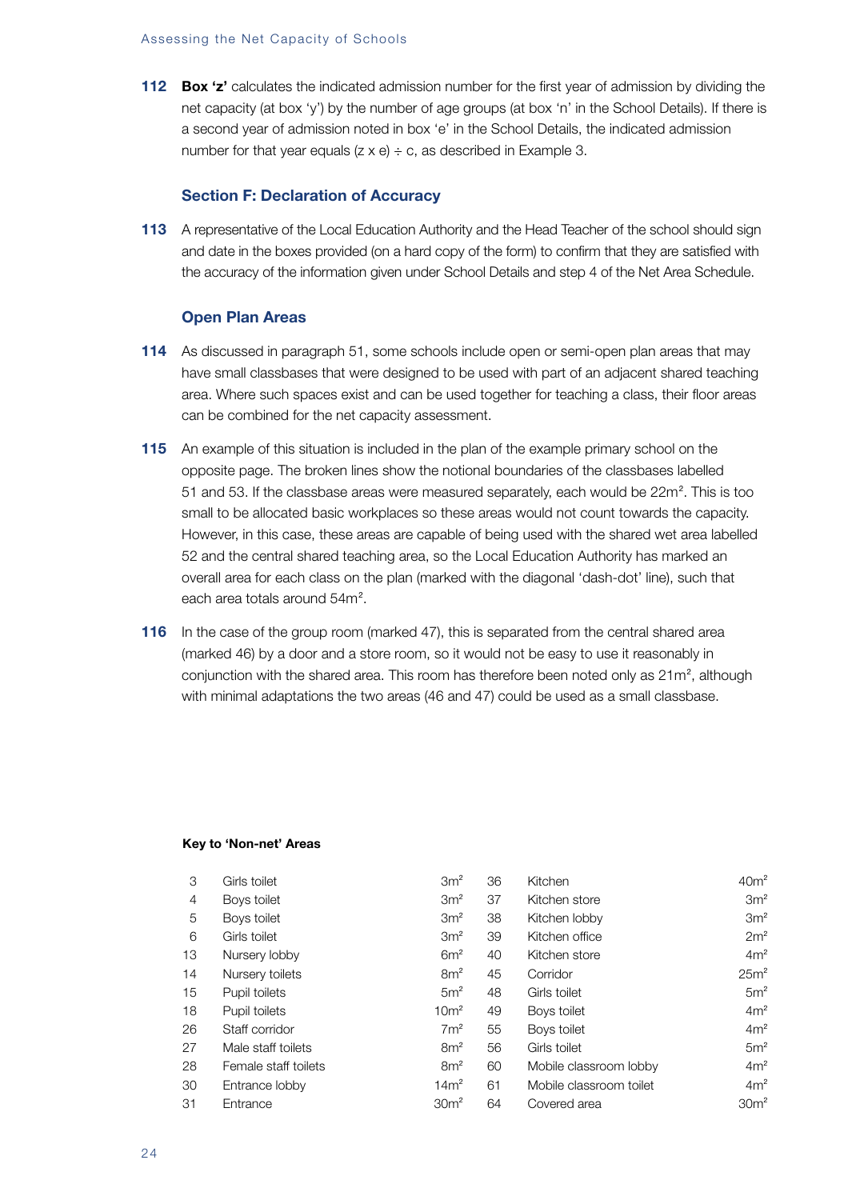**112** **Box 'z'** calculates the indicated admission number for the first year of admission by dividing the net capacity (at box 'y') by the number of age groups (at box 'n' in the School Details). If there is a second year of admission noted in box 'e' in the School Details, the indicated admission number for that year equals (z x e) ÷ c, as described in Example 3.

### Section F: Declaration of Accuracy

**113** A representative of the Local Education Authority and the Head Teacher of the school should sign and date in the boxes provided (on a hard copy of the form) to confirm that they are satisfied with the accuracy of the information given under School Details and step 4 of the Net Area Schedule.

### Open Plan Areas

**114** As discussed in paragraph 51, some schools include open or semi-open plan areas that may have small classbases that were designed to be used with part of an adjacent shared teaching area. Where such spaces exist and can be used together for teaching a class, their floor areas can be combined for the net capacity assessment.

**115** An example of this situation is included in the plan of the example primary school on the opposite page. The broken lines show the notional boundaries of the classbases labelled 51 and 53. If the classbase areas were measured separately, each would be 22m². This is too small to be allocated basic workplaces so these areas would not count towards the capacity. However, in this case, these areas are capable of being used with the shared wet area labelled 52 and the central shared teaching area, so the Local Education Authority has marked an overall area for each class on the plan (marked with the diagonal 'dash-dot' line), such that each area totals around 54m².

**116** In the case of the group room (marked 47), this is separated from the central shared area (marked 46) by a door and a store room, so it would not be easy to use it reasonably in conjunction with the shared area. This room has therefore been noted only as 21m², although with minimal adaptations the two areas (46 and 47) could be used as a small classbase.

**Key to 'Non-net' Areas**

| | | | | | |
|---|---|---|---|---|---|
| 3 | Girls toilet | 3m² | 36 | Kitchen | 40m² |
| 4 | Boys toilet | 3m² | 37 | Kitchen store | 3m² |
| 5 | Boys toilet | 3m² | 38 | Kitchen lobby | 3m² |
| 6 | Girls toilet | 3m² | 39 | Kitchen office | 2m² |
| 13 | Nursery lobby | 6m² | 40 | Kitchen store | 4m² |
| 14 | Nursery toilets | 8m² | 45 | Corridor | 25m² |
| 15 | Pupil toilets | 5m² | 48 | Girls toilet | 5m² |
| 18 | Pupil toilets | 10m² | 49 | Boys toilet | 4m² |
| 26 | Staff corridor | 7m² | 55 | Boys toilet | 4m² |
| 27 | Male staff toilets | 8m² | 56 | Girls toilet | 5m² |
| 28 | Female staff toilets | 8m² | 60 | Mobile classroom lobby | 4m² |
| 30 | Entrance lobby | 14m² | 61 | Mobile classroom toilet | 4m² |
| 31 | Entrance | 30m² | 64 | Covered area | 30m² |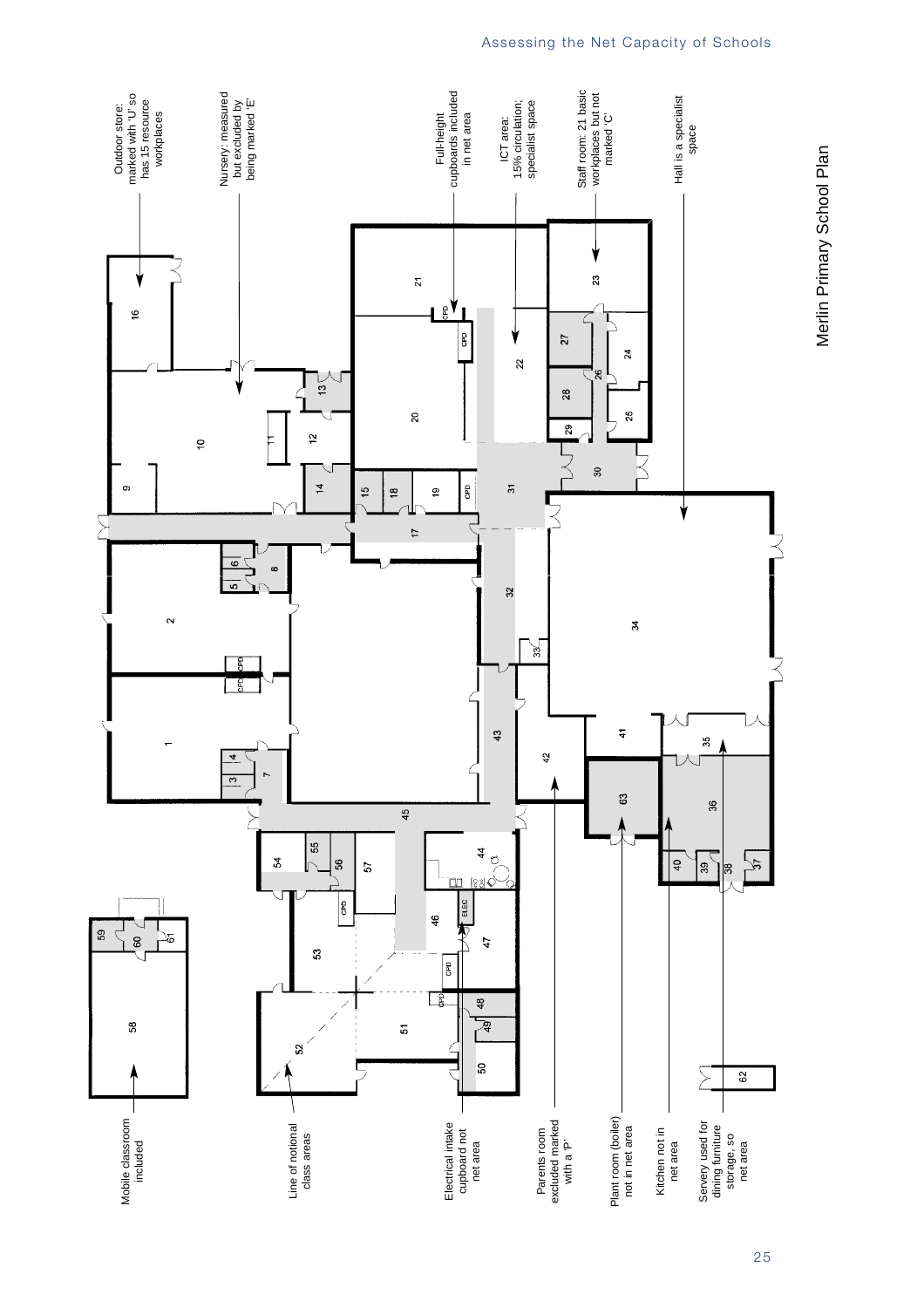Merlin Primary School Plan

Outdoor store: marked with 'U' so has 15 resource workplaces

Nursery: measured but excluded by being marked 'E'

Full-height cupboards included in net area

ICT area: 15% circulation; specialist space

Staff room: 21 basic workplaces but not marked 'C'

Hall is a specialist space

Mobile classroom included

Line of notional class areas

Electrical intake cupboard not net area

Parents room excluded marked with a 'P'

Plant room (boiler) not in net area

Kitchen not in net area

Servery used for dining furniture storage, so net area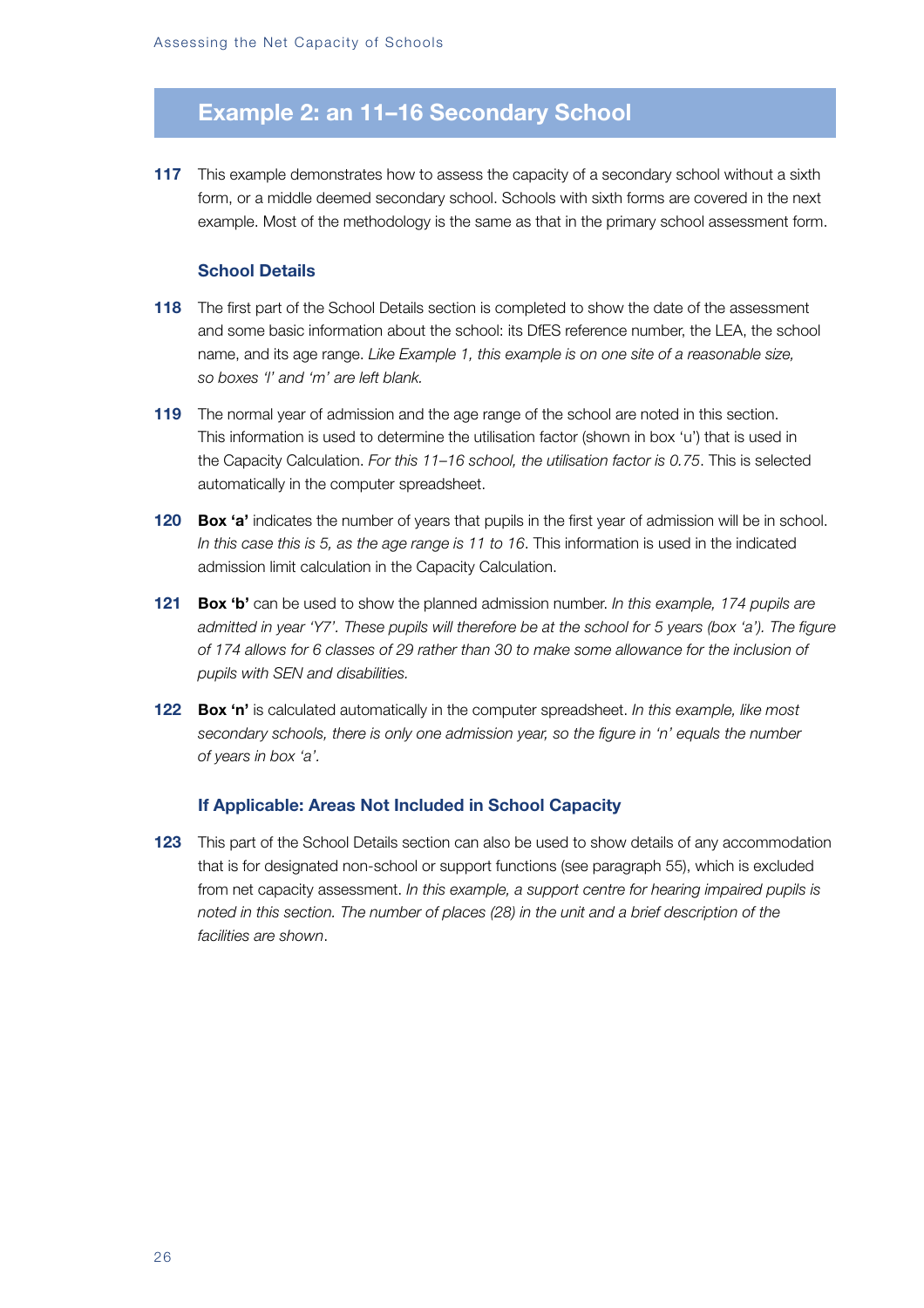## Example 2: an 11–16 Secondary School

**117** This example demonstrates how to assess the capacity of a secondary school without a sixth form, or a middle deemed secondary school. Schools with sixth forms are covered in the next example. Most of the methodology is the same as that in the primary school assessment form.

### School Details

**118** The first part of the School Details section is completed to show the date of the assessment and some basic information about the school: its DfES reference number, the LEA, the school name, and its age range. *Like Example 1, this example is on one site of a reasonable size, so boxes 'l' and 'm' are left blank.*

**119** The normal year of admission and the age range of the school are noted in this section. This information is used to determine the utilisation factor (shown in box 'u') that is used in the Capacity Calculation. *For this 11–16 school, the utilisation factor is 0.75*. This is selected automatically in the computer spreadsheet.

**120** **Box 'a'** indicates the number of years that pupils in the first year of admission will be in school. *In this case this is 5, as the age range is 11 to 16*. This information is used in the indicated admission limit calculation in the Capacity Calculation.

**121** **Box 'b'** can be used to show the planned admission number. *In this example, 174 pupils are admitted in year 'Y7'. These pupils will therefore be at the school for 5 years (box 'a'). The figure of 174 allows for 6 classes of 29 rather than 30 to make some allowance for the inclusion of pupils with SEN and disabilities.*

**122** **Box 'n'** is calculated automatically in the computer spreadsheet. *In this example, like most secondary schools, there is only one admission year, so the figure in 'n' equals the number of years in box 'a'.*

### If Applicable: Areas Not Included in School Capacity

**123** This part of the School Details section can also be used to show details of any accommodation that is for designated non-school or support functions (see paragraph 55), which is excluded from net capacity assessment. *In this example, a support centre for hearing impaired pupils is noted in this section. The number of places (28) in the unit and a brief description of the facilities are shown*.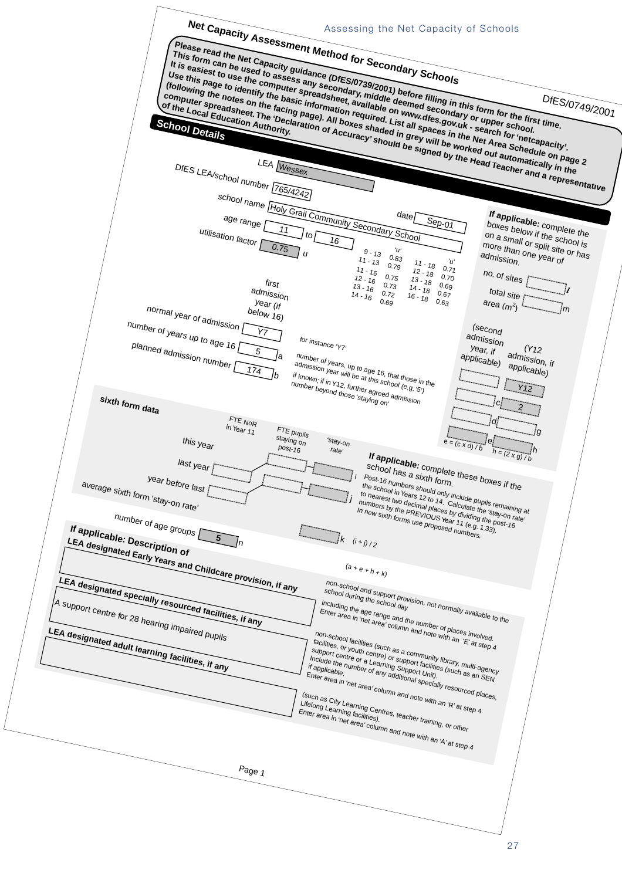# Net Capacity Assessment Method for Secondary Schools

DfES/0749/2001

**Please read the Net Capacity guidance (DfES/0739/2001) before filling in this form for the first time. This form can be used to assess any secondary, middle deemed secondary or upper school. It is easiest to use the computer spreadsheet, available on www.dfes.gov.uk - search for 'netcapacity'. Use this page to identify the basic information required. List all spaces in the Net Area Schedule on page 2 (following the notes on the facing page). All boxes shaded in grey will be worked out automatically in the computer spreadsheet. The 'Declaration of Accuracy' should be signed by the Head Teacher and a representative of the Local Education Authority.**

## School Details

LEA: Wessex

DfES LEA/school number: 765/4242

school name: Holy Grail Community Secondary School

date: Sep-01

age range: 11 to 16

utilisation factor: 0.75 u

| | 'u' | | 'u' |
|---|---|---|---|
| 9 - 13 | 0.83 | 11 - 18 | 0.71 |
| 11 - 13 | 0.79 | 12 - 18 | 0.70 |
| 11 - 16 | 0.75 | 13 - 18 | 0.69 |
| 12 - 16 | 0.73 | 14 - 18 | 0.67 |
| 13 - 16 | 0.72 | 16 - 18 | 0.63 |
| 14 - 16 | 0.69 | | |

**If applicable:** complete the boxes below if the school is on a small or split site or has more than one year of admission.

no. of sites: ___ l

total site area ($m^2$): ___ m

| | first admission year (if below 16) | (second admission year, if applicable) | (Y12 admission, if applicable) |
|---|---|---|---|
| normal year of admission | Y7 | | Y12 |
| number of years up to age 16 | 5 a | c | 2 |
| planned admission number | 174 b | d | g |
| | | e = (c x d) / b | h = (2 x g) / b |

for instance 'Y7'

number of years, up to age 16, that those in the admission year will be at this school (e.g. '5')

if known; if in Y12, further agreed admission number beyond those 'staying on'

**sixth form data**

| | FTE NoR in Year 11 | FTE pupils staying on post-16 | 'stay-on rate' |
|---|---|---|---|
| this year | | | |
| last year | | | i |
| year before last | | | j |
| average sixth form 'stay-on rate' | | | k (i + j) / 2 |

**If applicable:** complete these boxes if the school has a sixth form.

Post-16 numbers should only include pupils remaining at the school in Years 12 to 14. Calculate the 'stay-on rate' to nearest two decimal places by dividing the post-16 numbers by the PREVIOUS Year 11 (e.g. 1.33). In new sixth forms use proposed numbers.

number of age groups: 5 n (a + e + h + k)

**If applicable: Description of**

**LEA designated Early Years and Childcare provision, if any**

non-school and support provision, not normally available to the school during the school day including the age range and the number of places involved. Enter area in 'net area' column and note with an 'E' at step 4

**LEA designated specially resourced facilities, if any**

A support centre for 28 hearing impaired pupils

non-school facilities (such as a community library, multi-agency facilities, or youth centre) or support facilities (such as an SEN support centre or a Learning Support Unit). Include the number of any additional specially resourced places, if applicable. Enter area in 'net area' column and note with an 'R' at step 4

**LEA designated adult learning facilities, if any**

(such as City Learning Centres, teacher training, or other Lifelong Learning facilities). Enter area in 'net area' column and note with an 'A' at step 4

Page 1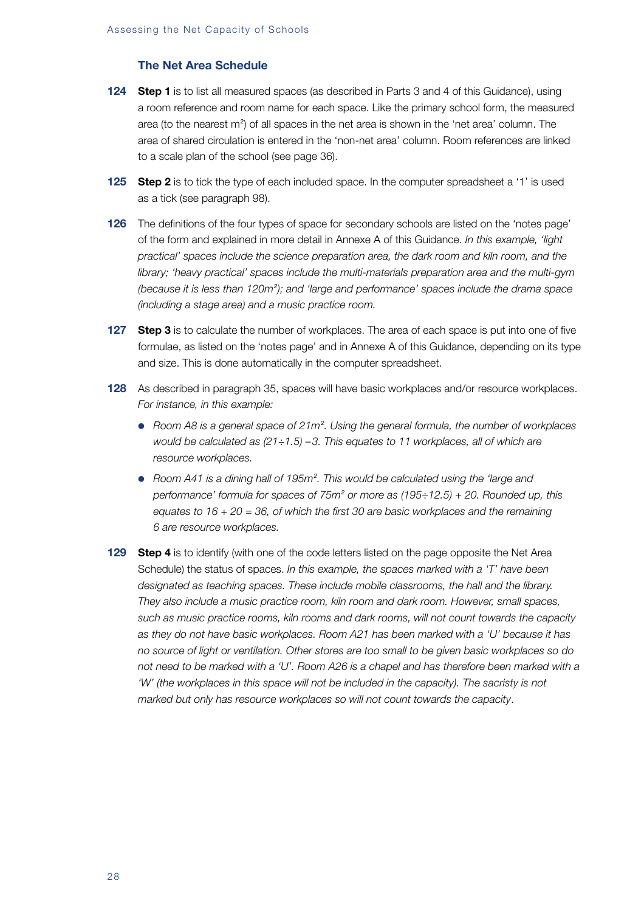### The Net Area Schedule

**124** **Step 1** is to list all measured spaces (as described in Parts 3 and 4 of this Guidance), using a room reference and room name for each space. Like the primary school form, the measured area (to the nearest $m^2$) of all spaces in the net area is shown in the 'net area' column. The area of shared circulation is entered in the 'non-net area' column. Room references are linked to a scale plan of the school (see page 36).

**125** **Step 2** is to tick the type of each included space. In the computer spreadsheet a '1' is used as a tick (see paragraph 98).

**126** The definitions of the four types of space for secondary schools are listed on the 'notes page' of the form and explained in more detail in Annexe A of this Guidance. *In this example, 'light practical' spaces include the science preparation area, the dark room and kiln room, and the library; 'heavy practical' spaces include the multi-materials preparation area and the multi-gym (because it is less than 120m²); and 'large and performance' spaces include the drama space (including a stage area) and a music practice room.*

**127** **Step 3** is to calculate the number of workplaces. The area of each space is put into one of five formulae, as listed on the 'notes page' and in Annexe A of this Guidance, depending on its type and size. This is done automatically in the computer spreadsheet.

**128** As described in paragraph 35, spaces will have basic workplaces and/or resource workplaces. *For instance, in this example:*

- *Room A8 is a general space of 21m². Using the general formula, the number of workplaces would be calculated as $(21 \div 1.5) - 3$. This equates to 11 workplaces, all of which are resource workplaces.*
- *Room A41 is a dining hall of 195m². This would be calculated using the 'large and performance' formula for spaces of 75m² or more as $(195 \div 12.5) + 20$. Rounded up, this equates to $16 + 20 = 36$, of which the first 30 are basic workplaces and the remaining 6 are resource workplaces.*

**129** **Step 4** is to identify (with one of the code letters listed on the page opposite the Net Area Schedule) the status of spaces. *In this example, the spaces marked with a 'T' have been designated as teaching spaces. These include mobile classrooms, the hall and the library. They also include a music practice room, kiln room and dark room. However, small spaces, such as music practice rooms, kiln rooms and dark rooms, will not count towards the capacity as they do not have basic workplaces. Room A21 has been marked with a 'U' because it has no source of light or ventilation. Other stores are too small to be given basic workplaces so do not need to be marked with a 'U'. Room A26 is a chapel and has therefore been marked with a 'W' (the workplaces in this space will not be included in the capacity). The sacristy is not marked but only has resource workplaces so will not count towards the capacity.*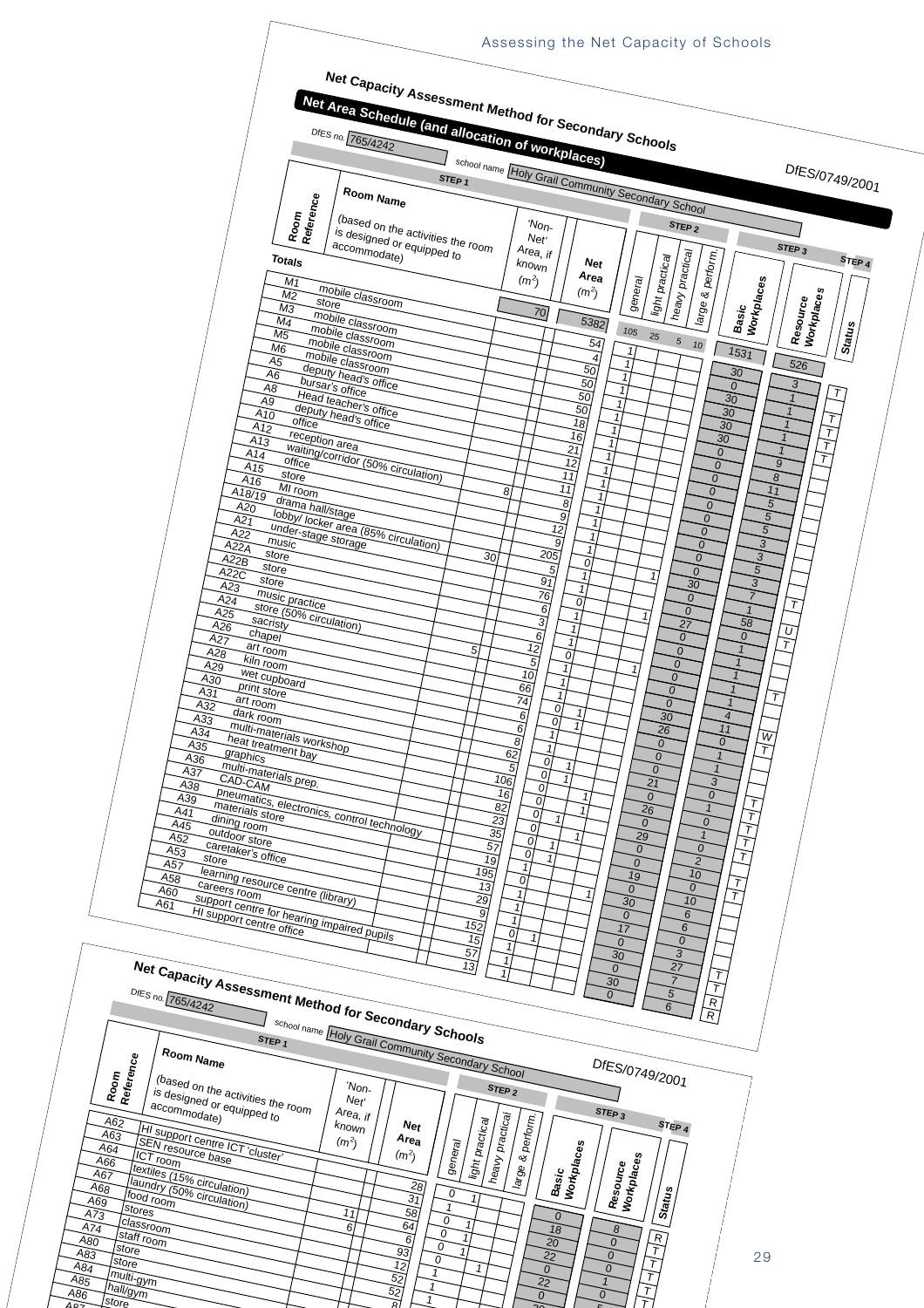## Net Capacity Assessment Method for Secondary Schools

### Net Area Schedule (and allocation of workplaces)

DfES no. 765/4242

school name Holy Grail Community Secondary School

DfES/0749/2001

| Room Reference | Room Name (based on the activities the room is designed or equipped to accommodate) | 'Non-Net' Area, if known ($m^2$) | Net Area ($m^2$) | general | light practical | heavy practical | large & perform. | Basic Workplaces | Resource Workplaces | Status |
|---|---|---|---|---|---|---|---|---|---|---|
| | STEP 1 | | | STEP 2 | | | | STEP 3 | | STEP 4 |
| **Totals** | | 70 | 5382 | 105 | 25 | 5 | 10 | 1531 | 526 | |
| M1 | mobile classroom | | 54 | 1 | | | | 30 | 3 | T |
| M2 | store | | 4 | 1 | | | | 0 | 1 | |
| M3 | mobile classroom | | 50 | 1 | | | | 30 | 1 | T |
| M4 | mobile classroom | | 50 | 1 | | | | 30 | 1 | T |
| M5 | mobile classroom | | 50 | 1 | | | | 30 | 1 | T |
| M6 | mobile classroom | | 50 | 1 | | | | 30 | 1 | T |
| A5 | deputy head's office | | 18 | 1 | | | | 0 | 9 | |
| A6 | bursar's office | | 16 | 1 | | | | 0 | 8 | |
| A8 | Head teacher's office | | 21 | 1 | | | | 0 | 11 | |
| A9 | deputy head's office | | 12 | 1 | | | | 0 | 5 | |
| A10 | office | | 11 | 1 | | | | 0 | 5 | |
| A12 | reception area | | 11 | 1 | | | | 0 | 5 | |
| A13 | waiting/corridor (50% circulation) | 8 | 8 | 1 | | | | 0 | 3 | |
| A14 | office | | 9 | 1 | | | | 0 | 3 | |
| A15 | store | | 12 | 1 | | | | 0 | 5 | |
| A16 | MI room | | 9 | 1 | | | | 0 | 3 | |
| A18/19 | drama hall/stage | | 205 | 0 | | | 1 | 30 | 7 | T |
| A20 | lobby/ locker area (85% circulation) | 30 | 5 | 1 | | | | 0 | 1 | |
| A21 | under-stage storage | | 91 | 1 | | | | 0 | 58 | U |
| A22 | music | | 76 | 0 | | | 1 | 27 | 0 | T |
| A22A | store | | 6 | 1 | | | | 0 | 1 | |
| A22B | store | | 3 | 1 | | | | 0 | 1 | |
| A22C | store | | 6 | 1 | | | | 0 | 1 | |
| A23 | music practice | | 12 | 0 | | | 1 | 0 | 1 | T |
| A24 | store (50% circulation) | 5 | 5 | 1 | | | | 0 | 1 | |
| A25 | sacristy | | 10 | 1 | | | | 0 | 4 | |
| A26 | chapel | | 66 | 1 | | | | 30 | 11 | W |
| A27 | art room | | 74 | 0 | 1 | | | 26 | 0 | T |
| A28 | kiln room | | 6 | 0 | 1 | | | 0 | 1 | |
| A29 | wet cupboard | | 6 | 1 | | | | 0 | 1 | |
| A30 | print store | | 8 | 1 | | | | 0 | 3 | |
| A31 | art room | | 62 | 0 | 1 | | | 21 | 0 | T |
| A32 | dark room | | 5 | 0 | 1 | | | 0 | 1 | T |
| A33 | multi-materials workshop | | 106 | 0 | | 1 | | 26 | 0 | T |
| A34 | heat treatment bay | | 16 | 0 | | 1 | | 0 | 1 | T |
| A35 | graphics | | 82 | 0 | 1 | | | 29 | 0 | T |
| A36 | multi-materials prep. | | 23 | 0 | | 1 | | 0 | 2 | |
| A37 | CAD-CAM | | 35 | 0 | 1 | | | 0 | 10 | T |
| A38 | pneumatics, electronics, control technology | | 57 | 0 | 1 | | | 19 | 0 | T |
| A39 | materials store | | 19 | 1 | | | | 0 | 10 | |
| A41 | dining room | | 195 | 0 | | | 1 | 30 | 6 | |
| A45 | outdoor store | | 13 | 1 | | | | 0 | 6 | |
| A52 | caretaker's office | | 29 | 1 | | | | 17 | 0 | |
| A53 | store | | 9 | 1 | | | | 0 | 3 | |
| A57 | learning resource centre (library) | | 152 | 0 | 1 | | | 30 | 27 | T |
| A58 | careers room | | 15 | 1 | | | | 0 | 7 | T |
| A60 | support centre for hearing impaired pupils | | 57 | 1 | | | | 30 | 5 | R |
| A61 | HI support centre office | | 13 | 1 | | | | 0 | 6 | R |

## Net Capacity Assessment Method for Secondary Schools

DfES no. 765/4242

school name Holy Grail Community Secondary School

DfES/0749/2001

| Room Reference | Room Name (based on the activities the room is designed or equipped to accommodate) | 'Non-Net' Area, if known ($m^2$) | Net Area ($m^2$) | general | light practical | heavy practical | large & perform. | Basic Workplaces | Resource Workplaces | Status |
|---|---|---|---|---|---|---|---|---|---|---|
| | STEP 1 | | | STEP 2 | | | | STEP 3 | | STEP 4 |
| A62 | HI support centre ICT 'cluster' | | 28 | 0 | 1 | | | 0 | 8 | R |
| A63 | SEN resource base | | 31 | 1 | | | | 18 | 0 | T |
| A64 | ICT room | | 58 | 0 | 1 | | | 20 | 0 | T |
| A66 | textiles (15% circulation) | 11 | 64 | 0 | 1 | | | 22 | 0 | T |
| A67 | laundry (50% circulation) | 6 | 6 | 0 | 1 | | | 0 | 1 | T |
| A68 | food room | | 93 | 0 | | 1 | | 22 | 0 | T |
| A69 | stores | | 12 | 1 | | | | 0 | 5 | |
| A73 | classroom | | 52 | 1 | | | | | | |
| A74 | staff room | | 52 | 1 | | | | | | |
| A80 | store | | 8 | | | | | | | |
| A83 | store | | | | | | | | | |
| A84 | multi-gym | | | | | | | | | |
| A85 | hall/gym | | | | | | | | | |
| A86 | store | | | | | | | | | |
| A87 | | | | | | | | | | |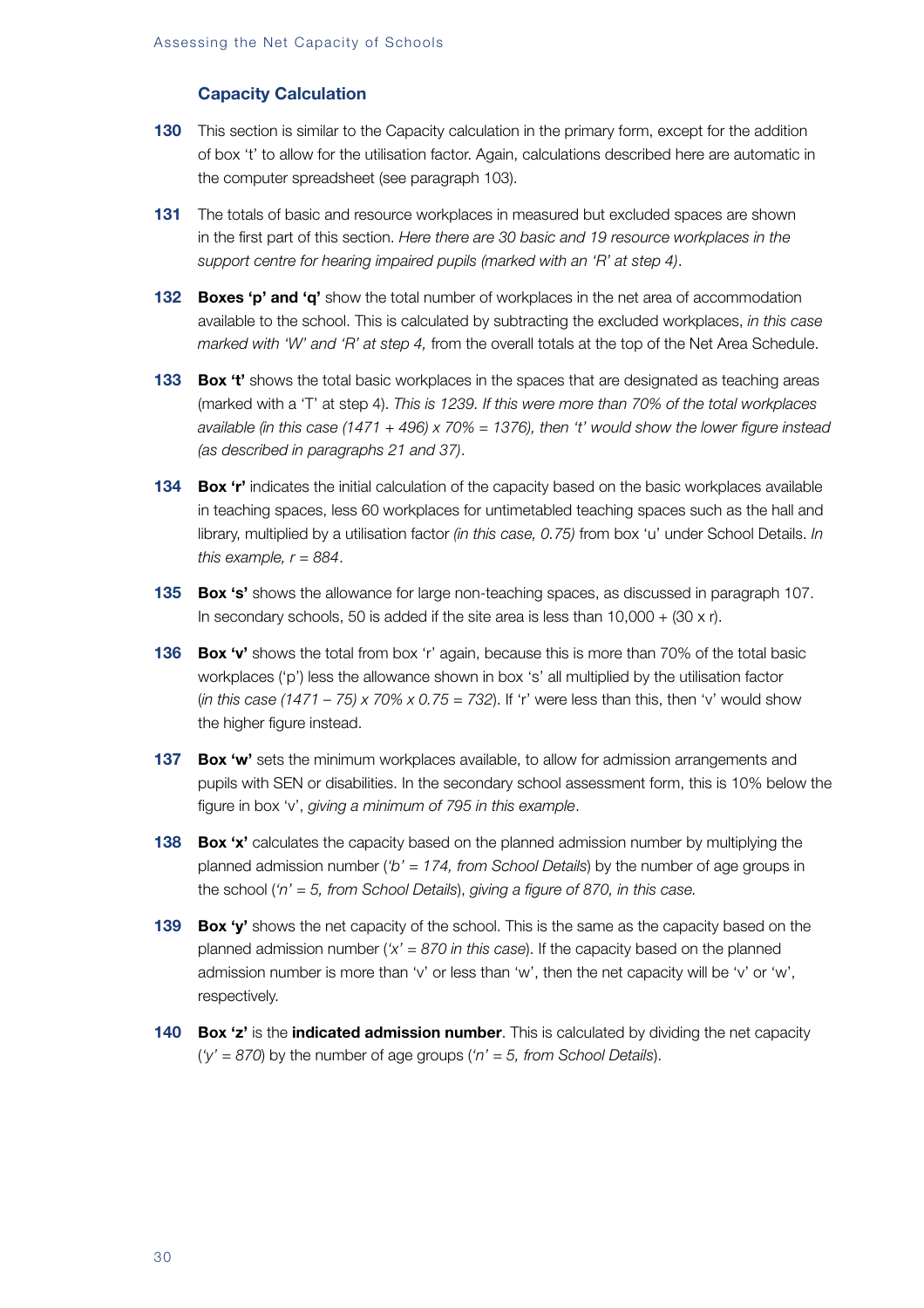### Capacity Calculation

**130** This section is similar to the Capacity calculation in the primary form, except for the addition of box 't' to allow for the utilisation factor. Again, calculations described here are automatic in the computer spreadsheet (see paragraph 103).

**131** The totals of basic and resource workplaces in measured but excluded spaces are shown in the first part of this section. *Here there are 30 basic and 19 resource workplaces in the support centre for hearing impaired pupils (marked with an 'R' at step 4)*.

**132** **Boxes 'p' and 'q'** show the total number of workplaces in the net area of accommodation available to the school. This is calculated by subtracting the excluded workplaces, *in this case marked with 'W' and 'R' at step 4,* from the overall totals at the top of the Net Area Schedule.

**133** **Box 't'** shows the total basic workplaces in the spaces that are designated as teaching areas (marked with a 'T' at step 4). *This is 1239. If this were more than 70% of the total workplaces available (in this case (1471 + 496) x 70% = 1376), then 't' would show the lower figure instead (as described in paragraphs 21 and 37)*.

**134** **Box 'r'** indicates the initial calculation of the capacity based on the basic workplaces available in teaching spaces, less 60 workplaces for untimetabled teaching spaces such as the hall and library, multiplied by a utilisation factor *(in this case, 0.75)* from box 'u' under School Details. *In this example, r = 884*.

**135** **Box 's'** shows the allowance for large non-teaching spaces, as discussed in paragraph 107. In secondary schools, 50 is added if the site area is less than 10,000 + (30 x r).

**136** **Box 'v'** shows the total from box 'r' again, because this is more than 70% of the total basic workplaces ('p') less the allowance shown in box 's' all multiplied by the utilisation factor (*in this case (1471 – 75) x 70% x 0.75 = 732*). If 'r' were less than this, then 'v' would show the higher figure instead.

**137** **Box 'w'** sets the minimum workplaces available, to allow for admission arrangements and pupils with SEN or disabilities. In the secondary school assessment form, this is 10% below the figure in box 'v', *giving a minimum of 795 in this example*.

**138** **Box 'x'** calculates the capacity based on the planned admission number by multiplying the planned admission number (*'b' = 174, from School Details*) by the number of age groups in the school (*'n' = 5, from School Details*), *giving a figure of 870, in this case.*

**139** **Box 'y'** shows the net capacity of the school. This is the same as the capacity based on the planned admission number (*'x' = 870 in this case*). If the capacity based on the planned admission number is more than 'v' or less than 'w', then the net capacity will be 'v' or 'w', respectively.

**140** **Box 'z'** is the **indicated admission number**. This is calculated by dividing the net capacity (*'y' = 870*) by the number of age groups (*'n' = 5, from School Details*).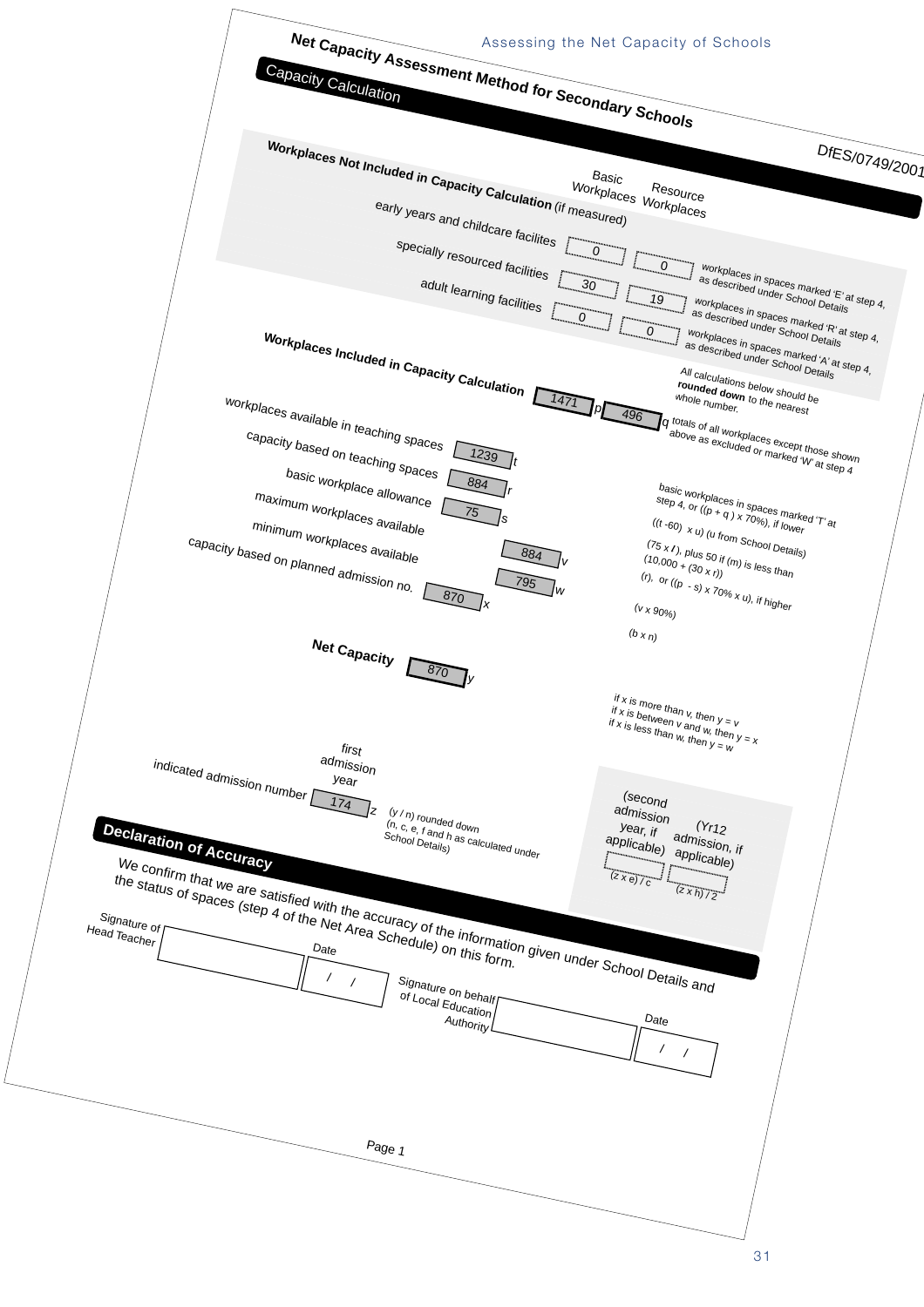Assessing the Net Capacity of Schools

# Net Capacity Assessment Method for Secondary Schools

## Capacity Calculation

DfES/0749/2001

### Workplaces Not Included in Capacity Calculation (if measured)

| | Basic Workplaces | Resource Workplaces | |
|---|---|---|---|
| early years and childcare facilites | 0 | 0 | workplaces in spaces marked 'E' at step 4, as described under School Details |
| specially resourced facilities | 30 | 19 | workplaces in spaces marked 'R' at step 4, as described under School Details |
| adult learning facilities | 0 | 0 | workplaces in spaces marked 'A' at step 4, as described under School Details |

### Workplaces Included in Capacity Calculation

All calculations below should be **rounded down** to the nearest whole number.

| | | | |
|---|---|---|---|
| Workplaces Included in Capacity Calculation | 1471 p | 496 q | totals of all workplaces except those shown above as excluded or marked 'W' at step 4 |
| workplaces available in teaching spaces | 1239 t | | basic workplaces in spaces marked 'T' at step 4, or ((p + q ) x 70%), if lower |
| capacity based on teaching spaces | 884 r | | ((t -60) x u) (u from School Details) |
| basic workplace allowance | 75 s | | (75 x *l*), plus 50 if (m) is less than (10,000 + (30 x r)) |
| maximum workplaces available | | 884 v | (r), or ((p - s) x 70% x u), if higher |
| minimum workplaces available | | 795 w | (v x 90%) |
| capacity based on planned admission no. | 870 x | | (b x n) |

**Net Capacity** 870 y

if x is more than v, then y = v
if x is between v and w, then y = x
if x is less than w, then y = w

| | first admission year | (second admission year, if applicable) | (Yr12 admission, if applicable) |
|---|---|---|---|
| indicated admission number | 174 z | | |
| | (y / n) rounded down (n, c, e, f and h as calculated under School Details) | (z x e) / c | (z x h) / 2 |

## Declaration of Accuracy

We confirm that we are satisfied with the accuracy of the information given under School Details and the status of spaces (step 4 of the Net Area Schedule) on this form.

Signature of Head Teacher ______________ Date &nbsp;&nbsp; / &nbsp;&nbsp; /

Signature on behalf of Local Education Authority ______________ Date &nbsp;&nbsp; / &nbsp;&nbsp; /

Page 1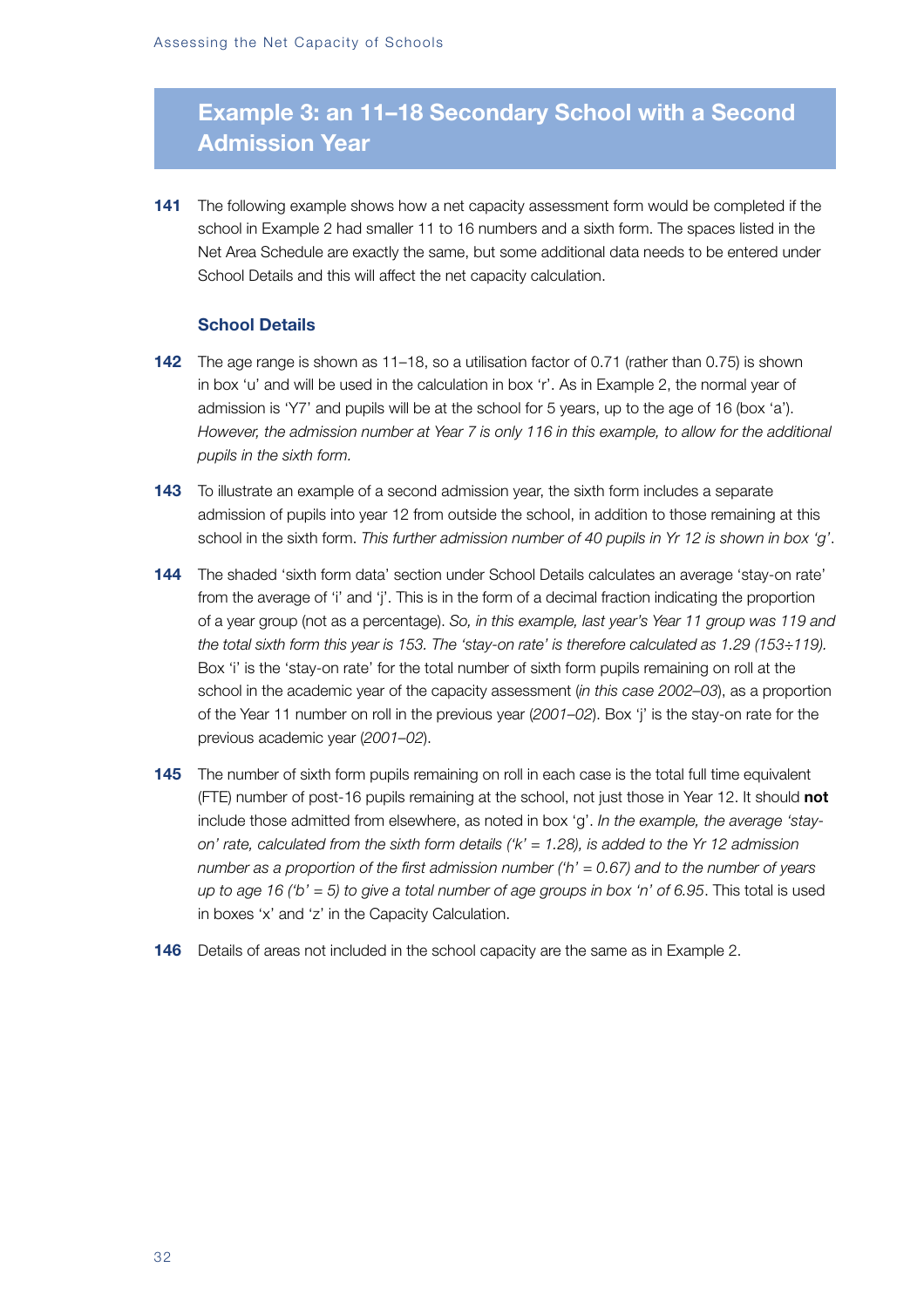# Example 3: an 11–18 Secondary School with a Second Admission Year

**141** The following example shows how a net capacity assessment form would be completed if the school in Example 2 had smaller 11 to 16 numbers and a sixth form. The spaces listed in the Net Area Schedule are exactly the same, but some additional data needs to be entered under School Details and this will affect the net capacity calculation.

### School Details

**142** The age range is shown as 11–18, so a utilisation factor of 0.71 (rather than 0.75) is shown in box 'u' and will be used in the calculation in box 'r'. As in Example 2, the normal year of admission is 'Y7' and pupils will be at the school for 5 years, up to the age of 16 (box 'a'). *However, the admission number at Year 7 is only 116 in this example, to allow for the additional pupils in the sixth form.*

**143** To illustrate an example of a second admission year, the sixth form includes a separate admission of pupils into year 12 from outside the school, in addition to those remaining at this school in the sixth form. *This further admission number of 40 pupils in Yr 12 is shown in box 'g'*.

**144** The shaded 'sixth form data' section under School Details calculates an average 'stay-on rate' from the average of 'i' and 'j'. This is in the form of a decimal fraction indicating the proportion of a year group (not as a percentage). *So, in this example, last year's Year 11 group was 119 and the total sixth form this year is 153. The 'stay-on rate' is therefore calculated as 1.29 (153÷119).* Box 'i' is the 'stay-on rate' for the total number of sixth form pupils remaining on roll at the school in the academic year of the capacity assessment (*in this case 2002–03*), as a proportion of the Year 11 number on roll in the previous year (*2001–02*). Box 'j' is the stay-on rate for the previous academic year (*2001–02*).

**145** The number of sixth form pupils remaining on roll in each case is the total full time equivalent (FTE) number of post-16 pupils remaining at the school, not just those in Year 12. It should **not** include those admitted from elsewhere, as noted in box 'g'. *In the example, the average 'stay-on' rate, calculated from the sixth form details ('k' = 1.28), is added to the Yr 12 admission number as a proportion of the first admission number ('h' = 0.67) and to the number of years up to age 16 ('b' = 5) to give a total number of age groups in box 'n' of 6.95*. This total is used in boxes 'x' and 'z' in the Capacity Calculation.

**146** Details of areas not included in the school capacity are the same as in Example 2.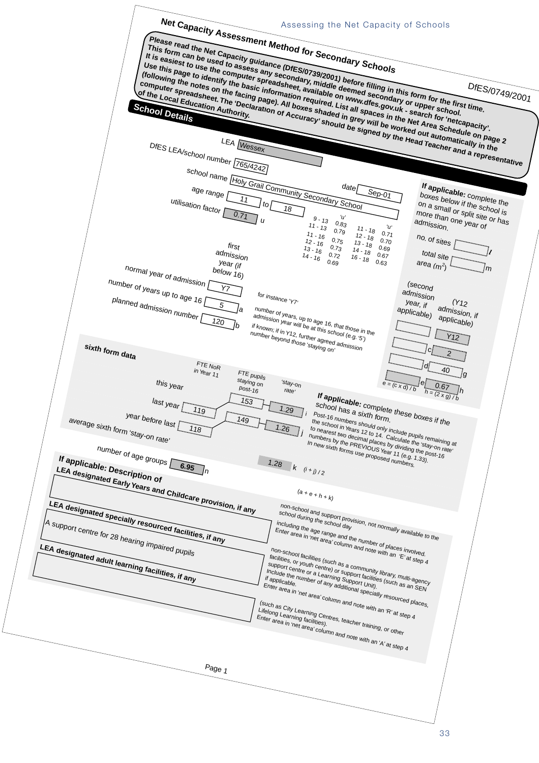# Net Capacity Assessment Method for Secondary Schools

DfES/0749/2001

**Please read the Net Capacity guidance (DfES/0739/2001) before filling in this form for the first time. This form can be used to assess any secondary, middle deemed secondary or upper school. It is easiest to use the computer spreadsheet, available on www.dfes.gov.uk - search for 'netcapacity'. Use this page to identify the basic information required. List all spaces in the Net Area Schedule on page 2 (following the notes on the facing page). All boxes shaded in grey will be worked out automatically in the computer spreadsheet. The 'Declaration of Accuracy' should be signed by the Head Teacher and a representative of the Local Education Authority.**

## School Details

LEA: Wessex

DfES LEA/school number: 765/4242

school name: Holy Grail Community Secondary School

date: Sep-01

age range: 11 to 18

utilisation factor: 0.71 u

| | 'u' | | 'u' |
|---|---|---|---|
| 9 - 13 | 0.83 | 11 - 18 | 0.71 |
| 11 - 13 | 0.79 | 12 - 18 | 0.70 |
| 11 - 16 | 0.75 | 13 - 18 | 0.69 |
| 12 - 16 | 0.73 | 14 - 18 | 0.67 |
| 13 - 16 | 0.72 | 16 - 18 | 0.63 |
| 14 - 16 | 0.69 | | |

**If applicable:** complete the boxes below if the school is on a small or split site or has more than one year of admission.

no. of sites: ______ l

total site area (m²): ______ m

| | first admission year (if below 16) | (second admission year, if applicable) | (Y12 admission, if applicable) |
|---|---|---|---|
| normal year of admission | Y7 | | Y12 |
| number of years up to age 16 | 5 a | c | 2 |
| planned admission number | 120 b | d | 40 g |
| | | e (e = (c x d) / b) | 0.67 h (h = (2 x g) / b) |

for instance 'Y7'

number of years, up to age 16, that those in the admission year will be at this school (e.g. '5')

if known; if in Y12, further agreed admission number beyond those 'staying on'

### sixth form data

| | FTE NoR in Year 11 | FTE pupils staying on post-16 | 'stay-on rate' |
|---|---|---|---|
| this year | | 153 | 1.29 i |
| last year | 119 | 149 | 1.26 j |
| year before last | 118 | | |
| average sixth form 'stay-on rate' | | | 1.28 k |

k = (i + j) / 2

**If applicable:** complete these boxes if the school has a sixth form.

Post-16 numbers should only include pupils remaining at the school in Years 12 to 14. Calculate the 'stay-on rate' to nearest two decimal places by dividing the post-16 numbers by the PREVIOUS Year 11 (e.g. 1.33). In new sixth forms use proposed numbers.

number of age groups: 6.95 n (a + e + h + k)

**If applicable: Description of**

**LEA designated Early Years and Childcare provision, if any**

non-school and support provision, not normally available to the school during the school day including the age range and the number of places involved. Enter area in 'net area' column and note with an 'E' at step 4

**LEA designated specially resourced facilities, if any**

A support centre for 28 hearing impaired pupils

non-school facilities (such as a community library, multi-agency facilities, or youth centre) or support facilities (such as an SEN support centre or a Learning Support Unit). Include the number of any additional specially resourced places, if applicable. Enter area in 'net area' column and note with an 'R' at step 4

**LEA designated adult learning facilities, if any**

(such as City Learning Centres, teacher training, or other Lifelong Learning facilities). Enter area in 'net area' column and note with an 'A' at step 4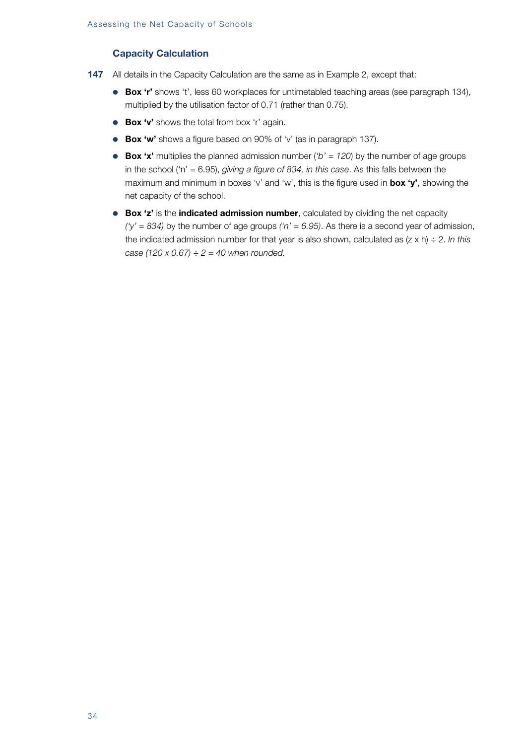### Capacity Calculation

**147** All details in the Capacity Calculation are the same as in Example 2, except that:

- **Box 'r'** shows 't', less 60 workplaces for untimetabled teaching areas (see paragraph 134), multiplied by the utilisation factor of 0.71 (rather than 0.75).
- **Box 'v'** shows the total from box 'r' again.
- **Box 'w'** shows a figure based on 90% of 'v' (as in paragraph 137).
- **Box 'x'** multiplies the planned admission number (*'b' = 120*) by the number of age groups in the school ('n' = 6.95), *giving a figure of 834, in this case*. As this falls between the maximum and minimum in boxes 'v' and 'w', this is the figure used in **box 'y'**, showing the net capacity of the school.
- **Box 'z'** is the **indicated admission number**, calculated by dividing the net capacity *('y' = 834)* by the number of age groups *('n' = 6.95)*. As there is a second year of admission, the indicated admission number for that year is also shown, calculated as (z x h) ÷ 2. *In this case (120 x 0.67) ÷ 2 = 40 when rounded.*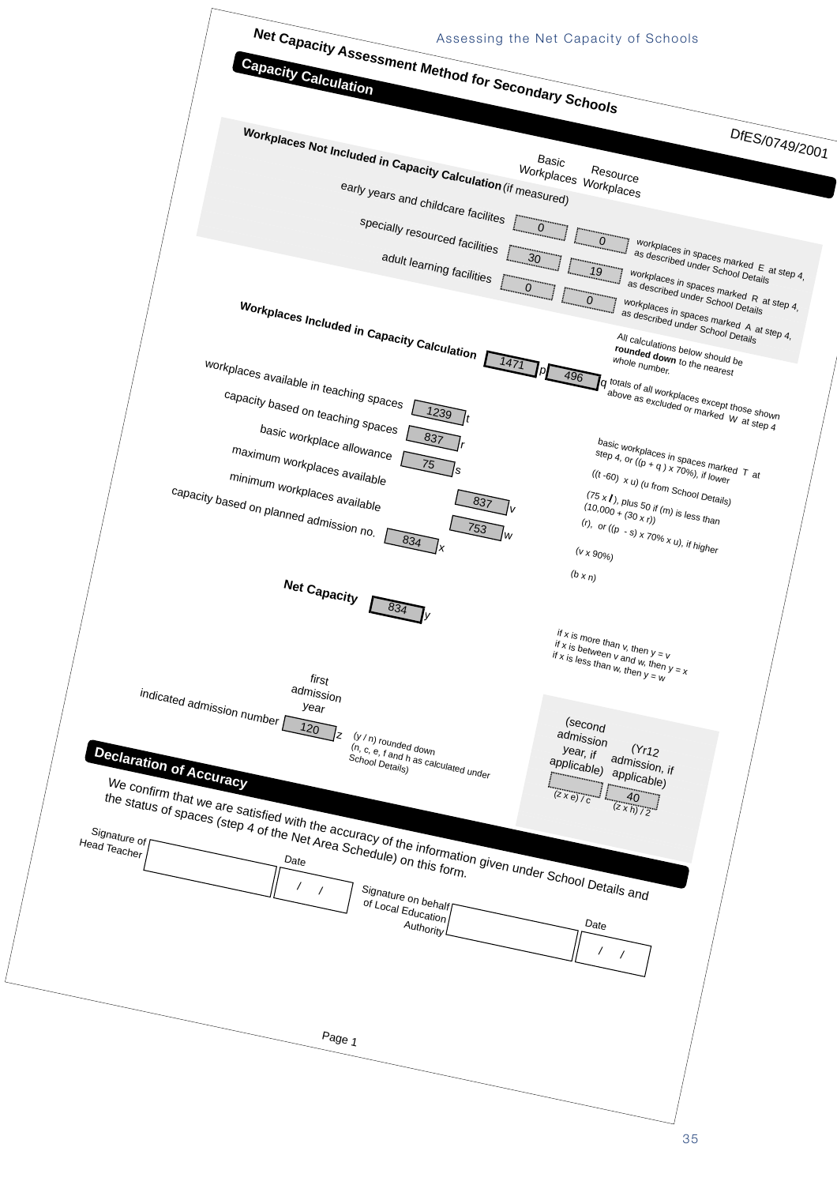# Net Capacity Assessment Method for Secondary Schools

DfES/0749/2001

## Capacity Calculation

### Workplaces Not Included in Capacity Calculation (if measured)

| | Basic Workplaces | Resource Workplaces | |
|---|---|---|---|
| early years and childcare facilites | 0 | 0 | workplaces in spaces marked E at step 4, as described under School Details |
| specially resourced facilities | 30 | 19 | workplaces in spaces marked R at step 4, as described under School Details |
| adult learning facilities | 0 | 0 | workplaces in spaces marked A at step 4, as described under School Details |

### Workplaces Included in Capacity Calculation

All calculations below should be **rounded down** to the nearest whole number.

| | Value | | Notes |
|---|---|---|---|
| Workplaces Included in Capacity Calculation | 1471 p / 496 q | | totals of all workplaces except those shown above as excluded or marked W at step 4 |
| workplaces available in teaching spaces | 1239 | t | basic workplaces in spaces marked T at step 4, or ((p + q ) x 70%), if lower |
| capacity based on teaching spaces | 837 | r | ((t -60) x u) (u from School Details) |
| basic workplace allowance | 75 | s | (75 x l ), plus 50 if (m) is less than (10,000 + (30 x r)) |
| maximum workplaces available | 837 | v | (r), or ((p - s) x 70% x u), if higher |
| minimum workplaces available | 753 | w | (v x 90%) |
| capacity based on planned admission no. | 834 | x | (b x n) |

### Net Capacity

**Net Capacity** 834 y

if x is more than v, then y = v
if x is between v and w, then y = x
if x is less than w, then y = w

| | first admission year | (second admission year, if applicable) | (Yr12 admission, if applicable) |
|---|---|---|---|
| indicated admission number | 120 z | | 40 |
| | (y / n) rounded down (n, c, e, f and h as calculated under School Details) | (z x e) / c | (z x h) / 2 |

## Declaration of Accuracy

We confirm that we are satisfied with the accuracy of the information given under School Details and the status of spaces (step 4 of the Net Area Schedule) on this form.

Signature of Head Teacher ______________________ Date &nbsp;&nbsp;/&nbsp;&nbsp;&nbsp;/

Signature on behalf of Local Education Authority ______________________ Date &nbsp;&nbsp;/&nbsp;&nbsp;&nbsp;/

Page 1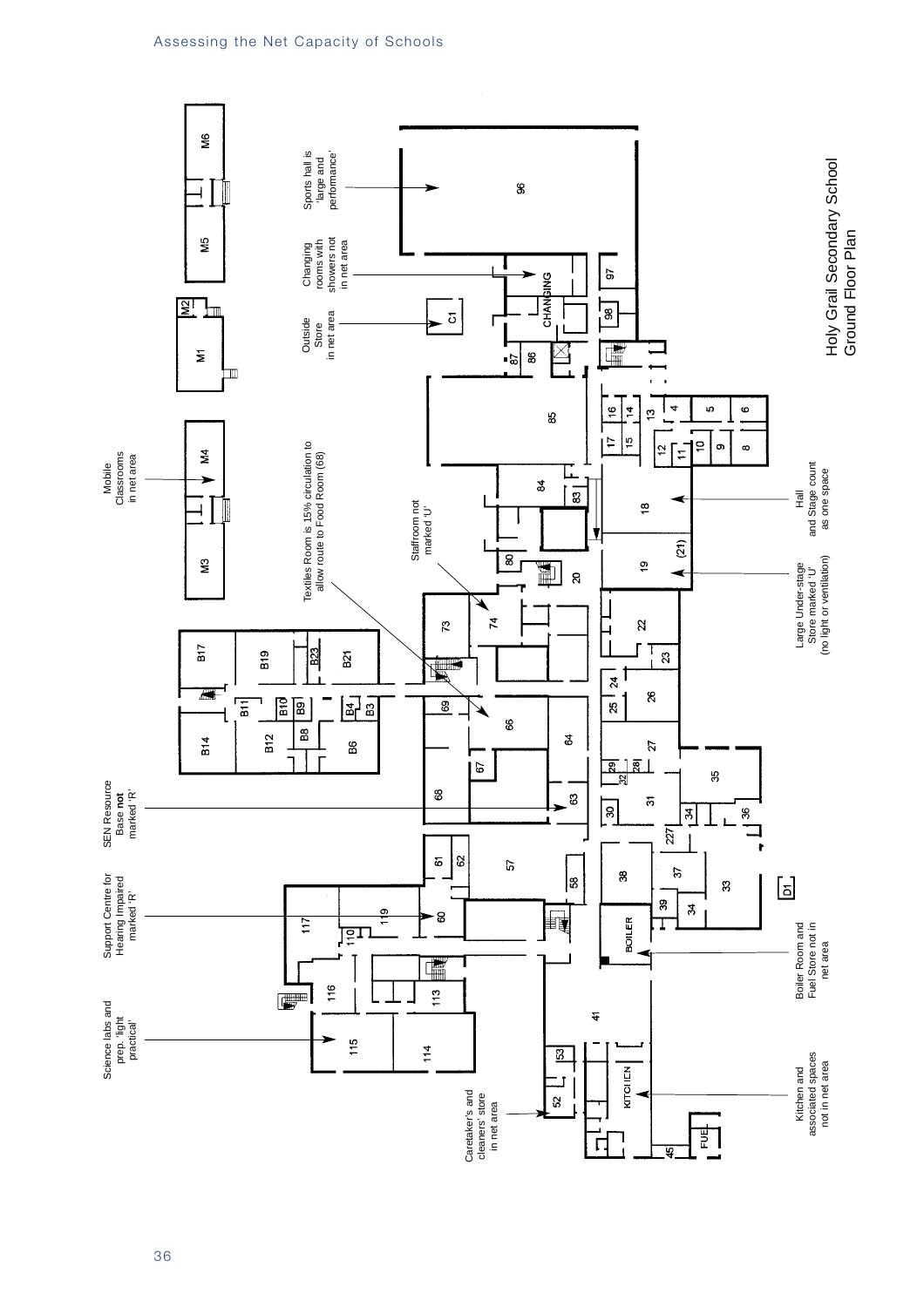# Holy Grail Secondary School
## Ground Floor Plan

Mobile Classrooms in net area

Textiles Room is 15% circulation to allow route to Food Room (68)

Staffroom not marked 'U'

Outside Store in net area

Changing rooms with showers not in net area

Sports hall is 'large and performance'

SEN Resource Base **not** marked 'R'

Support Centre for Hearing Impaired marked 'R'

Science labs and prep. 'light practical'

Caretaker's and cleaners' store in net area

Kitchen and associated spaces not in net area

Boiler Room and Fuel Store not in net area

Large Under-stage Store marked 'U' (no light or ventilation)

Hall and Stage count as one space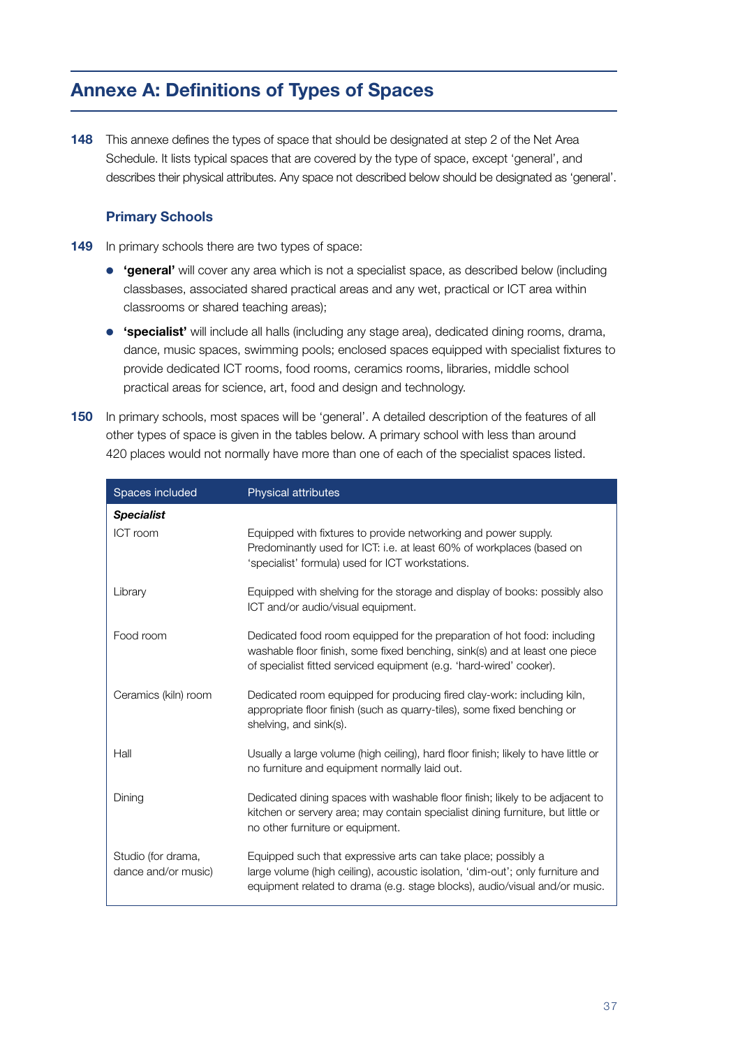## Annexe A: Definitions of Types of Spaces

**148** This annexe defines the types of space that should be designated at step 2 of the Net Area Schedule. It lists typical spaces that are covered by the type of space, except 'general', and describes their physical attributes. Any space not described below should be designated as 'general'.

### Primary Schools

**149** In primary schools there are two types of space:

- **'general'** will cover any area which is not a specialist space, as described below (including classbases, associated shared practical areas and any wet, practical or ICT area within classrooms or shared teaching areas);
- **'specialist'** will include all halls (including any stage area), dedicated dining rooms, drama, dance, music spaces, swimming pools; enclosed spaces equipped with specialist fixtures to provide dedicated ICT rooms, food rooms, ceramics rooms, libraries, middle school practical areas for science, art, food and design and technology.

**150** In primary schools, most spaces will be 'general'. A detailed description of the features of all other types of space is given in the tables below. A primary school with less than around 420 places would not normally have more than one of each of the specialist spaces listed.

| Spaces included | Physical attributes |
|---|---|
| ***Specialist*** | |
| ICT room | Equipped with fixtures to provide networking and power supply. Predominantly used for ICT: i.e. at least 60% of workplaces (based on 'specialist' formula) used for ICT workstations. |
| Library | Equipped with shelving for the storage and display of books: possibly also ICT and/or audio/visual equipment. |
| Food room | Dedicated food room equipped for the preparation of hot food: including washable floor finish, some fixed benching, sink(s) and at least one piece of specialist fitted serviced equipment (e.g. 'hard-wired' cooker). |
| Ceramics (kiln) room | Dedicated room equipped for producing fired clay-work: including kiln, appropriate floor finish (such as quarry-tiles), some fixed benching or shelving, and sink(s). |
| Hall | Usually a large volume (high ceiling), hard floor finish; likely to have little or no furniture and equipment normally laid out. |
| Dining | Dedicated dining spaces with washable floor finish; likely to be adjacent to kitchen or servery area; may contain specialist dining furniture, but little or no other furniture or equipment. |
| Studio (for drama, dance and/or music) | Equipped such that expressive arts can take place; possibly a large volume (high ceiling), acoustic isolation, 'dim-out'; only furniture and equipment related to drama (e.g. stage blocks), audio/visual and/or music. |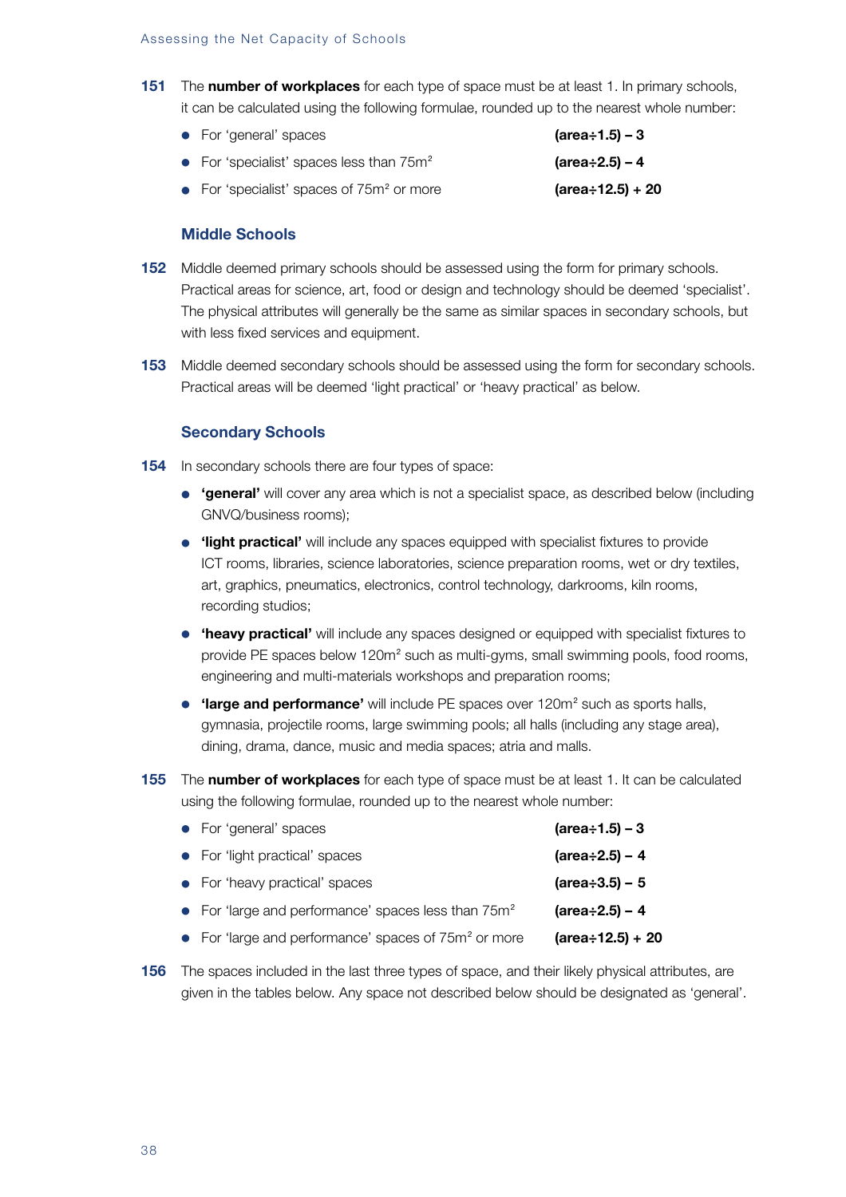**151** The **number of workplaces** for each type of space must be at least 1. In primary schools, it can be calculated using the following formulae, rounded up to the nearest whole number:

- For 'general' spaces **(area÷1.5) – 3**
- For 'specialist' spaces less than 75m² **(area÷2.5) – 4**
- For 'specialist' spaces of 75m² or more **(area÷12.5) + 20**

## Middle Schools

**152** Middle deemed primary schools should be assessed using the form for primary schools. Practical areas for science, art, food or design and technology should be deemed 'specialist'. The physical attributes will generally be the same as similar spaces in secondary schools, but with less fixed services and equipment.

**153** Middle deemed secondary schools should be assessed using the form for secondary schools. Practical areas will be deemed 'light practical' or 'heavy practical' as below.

## Secondary Schools

**154** In secondary schools there are four types of space:

- **'general'** will cover any area which is not a specialist space, as described below (including GNVQ/business rooms);
- **'light practical'** will include any spaces equipped with specialist fixtures to provide ICT rooms, libraries, science laboratories, science preparation rooms, wet or dry textiles, art, graphics, pneumatics, electronics, control technology, darkrooms, kiln rooms, recording studios;
- **'heavy practical'** will include any spaces designed or equipped with specialist fixtures to provide PE spaces below 120m² such as multi-gyms, small swimming pools, food rooms, engineering and multi-materials workshops and preparation rooms;
- **'large and performance'** will include PE spaces over 120m² such as sports halls, gymnasia, projectile rooms, large swimming pools; all halls (including any stage area), dining, drama, dance, music and media spaces; atria and malls.

**155** The **number of workplaces** for each type of space must be at least 1. It can be calculated using the following formulae, rounded up to the nearest whole number:

- For 'general' spaces **(area÷1.5) – 3**
- For 'light practical' spaces **(area÷2.5) – 4**
- For 'heavy practical' spaces **(area÷3.5) – 5**
- For 'large and performance' spaces less than 75m² **(area÷2.5) – 4**
- For 'large and performance' spaces of 75m² or more **(area÷12.5) + 20**

**156** The spaces included in the last three types of space, and their likely physical attributes, are given in the tables below. Any space not described below should be designated as 'general'.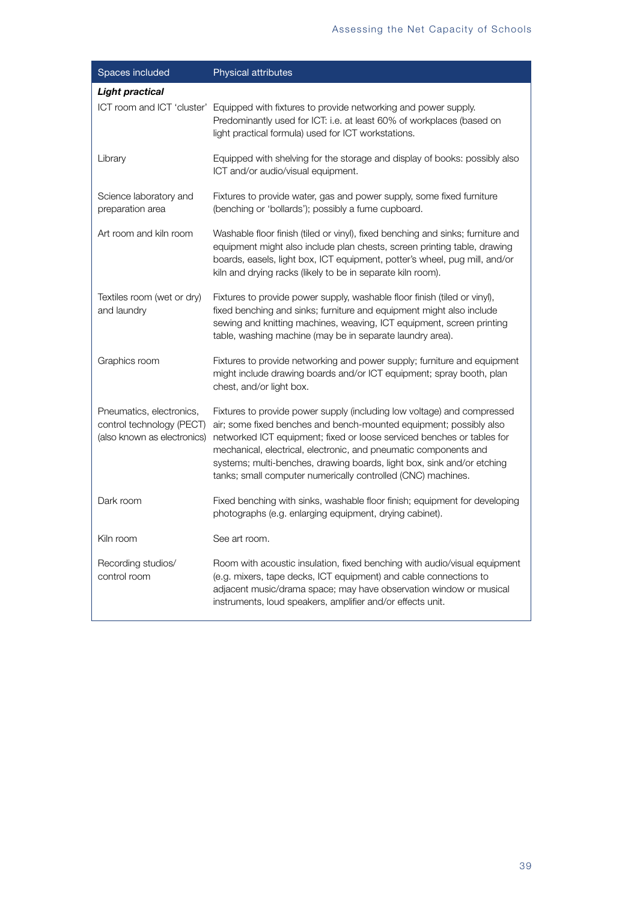| Spaces included | Physical attributes |
|---|---|
| ***Light practical*** | |
| ICT room and ICT 'cluster' | Equipped with fixtures to provide networking and power supply. Predominantly used for ICT: i.e. at least 60% of workplaces (based on light practical formula) used for ICT workstations. |
| Library | Equipped with shelving for the storage and display of books: possibly also ICT and/or audio/visual equipment. |
| Science laboratory and preparation area | Fixtures to provide water, gas and power supply, some fixed furniture (benching or 'bollards'); possibly a fume cupboard. |
| Art room and kiln room | Washable floor finish (tiled or vinyl), fixed benching and sinks; furniture and equipment might also include plan chests, screen printing table, drawing boards, easels, light box, ICT equipment, potter's wheel, pug mill, and/or kiln and drying racks (likely to be in separate kiln room). |
| Textiles room (wet or dry) and laundry | Fixtures to provide power supply, washable floor finish (tiled or vinyl), fixed benching and sinks; furniture and equipment might also include sewing and knitting machines, weaving, ICT equipment, screen printing table, washing machine (may be in separate laundry area). |
| Graphics room | Fixtures to provide networking and power supply; furniture and equipment might include drawing boards and/or ICT equipment; spray booth, plan chest, and/or light box. |
| Pneumatics, electronics, control technology (PECT) (also known as electronics) | Fixtures to provide power supply (including low voltage) and compressed air; some fixed benches and bench-mounted equipment; possibly also networked ICT equipment; fixed or loose serviced benches or tables for mechanical, electrical, electronic, and pneumatic components and systems; multi-benches, drawing boards, light box, sink and/or etching tanks; small computer numerically controlled (CNC) machines. |
| Dark room | Fixed benching with sinks, washable floor finish; equipment for developing photographs (e.g. enlarging equipment, drying cabinet). |
| Kiln room | See art room. |
| Recording studios/ control room | Room with acoustic insulation, fixed benching with audio/visual equipment (e.g. mixers, tape decks, ICT equipment) and cable connections to adjacent music/drama space; may have observation window or musical instruments, loud speakers, amplifier and/or effects unit. |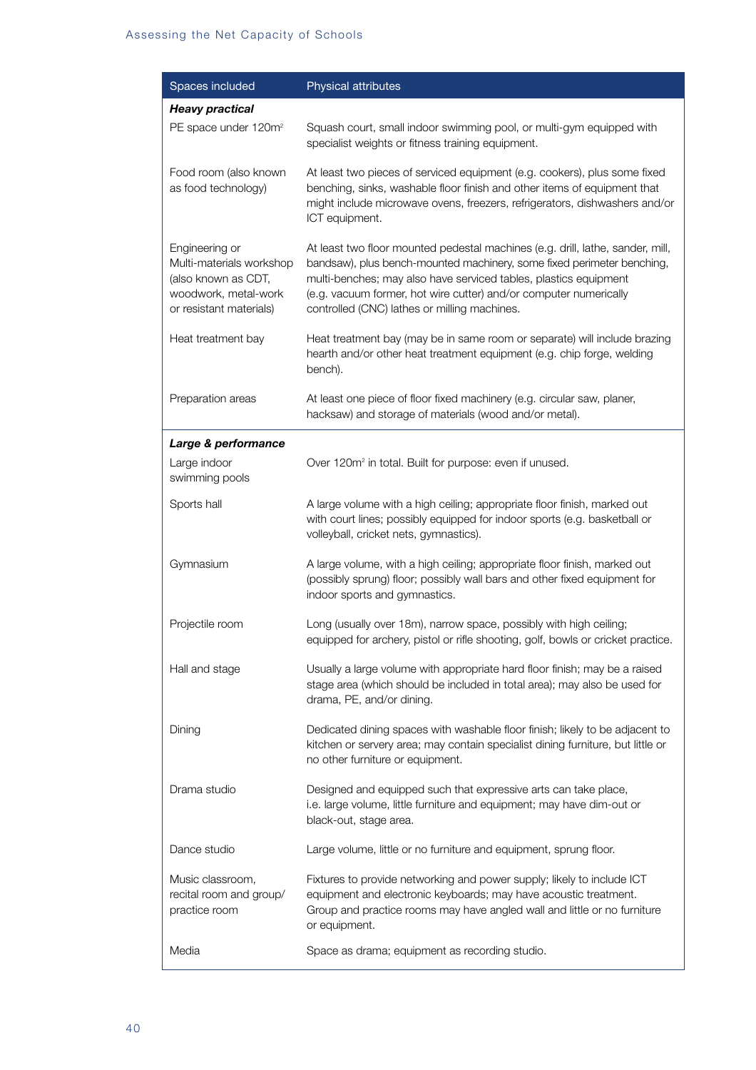| Spaces included | Physical attributes |
|---|---|
| ***Heavy practical*** | |
| PE space under $120m^2$ | Squash court, small indoor swimming pool, or multi-gym equipped with specialist weights or fitness training equipment. |
| Food room (also known as food technology) | At least two pieces of serviced equipment (e.g. cookers), plus some fixed benching, sinks, washable floor finish and other items of equipment that might include microwave ovens, freezers, refrigerators, dishwashers and/or ICT equipment. |
| Engineering or Multi-materials workshop (also known as CDT, woodwork, metal-work or resistant materials) | At least two floor mounted pedestal machines (e.g. drill, lathe, sander, mill, bandsaw), plus bench-mounted machinery, some fixed perimeter benching, multi-benches; may also have serviced tables, plastics equipment (e.g. vacuum former, hot wire cutter) and/or computer numerically controlled (CNC) lathes or milling machines. |
| Heat treatment bay | Heat treatment bay (may be in same room or separate) will include brazing hearth and/or other heat treatment equipment (e.g. chip forge, welding bench). |
| Preparation areas | At least one piece of floor fixed machinery (e.g. circular saw, planer, hacksaw) and storage of materials (wood and/or metal). |
| ***Large & performance*** | |
| Large indoor swimming pools | Over $120m^2$ in total. Built for purpose: even if unused. |
| Sports hall | A large volume with a high ceiling; appropriate floor finish, marked out with court lines; possibly equipped for indoor sports (e.g. basketball or volleyball, cricket nets, gymnastics). |
| Gymnasium | A large volume, with a high ceiling; appropriate floor finish, marked out (possibly sprung) floor; possibly wall bars and other fixed equipment for indoor sports and gymnastics. |
| Projectile room | Long (usually over 18m), narrow space, possibly with high ceiling; equipped for archery, pistol or rifle shooting, golf, bowls or cricket practice. |
| Hall and stage | Usually a large volume with appropriate hard floor finish; may be a raised stage area (which should be included in total area); may also be used for drama, PE, and/or dining. |
| Dining | Dedicated dining spaces with washable floor finish; likely to be adjacent to kitchen or servery area; may contain specialist dining furniture, but little or no other furniture or equipment. |
| Drama studio | Designed and equipped such that expressive arts can take place, i.e. large volume, little furniture and equipment; may have dim-out or black-out, stage area. |
| Dance studio | Large volume, little or no furniture and equipment, sprung floor. |
| Music classroom, recital room and group/ practice room | Fixtures to provide networking and power supply; likely to include ICT equipment and electronic keyboards; may have acoustic treatment. Group and practice rooms may have angled wall and little or no furniture or equipment. |
| Media | Space as drama; equipment as recording studio. |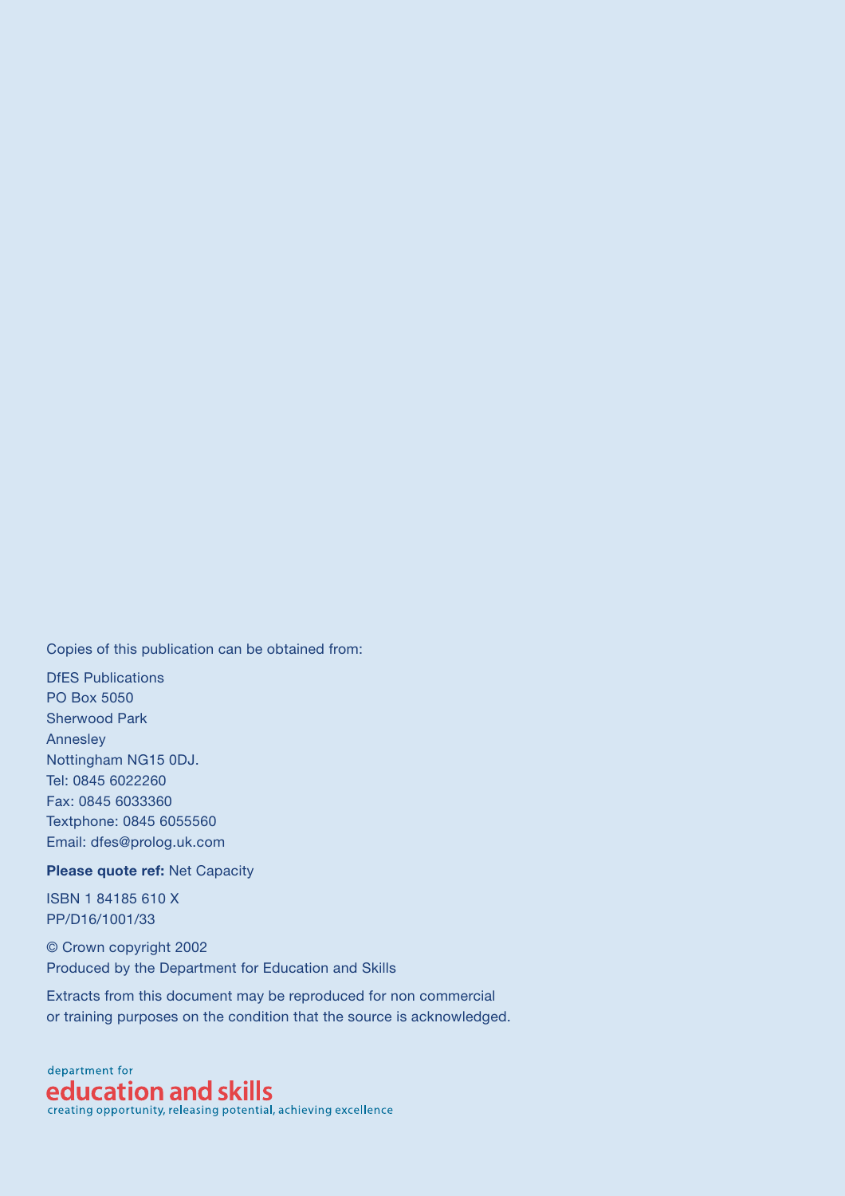Copies of this publication can be obtained from:

DfES Publications
PO Box 5050
Sherwood Park
Annesley
Nottingham NG15 0DJ.
Tel: 0845 6022260
Fax: 0845 6033360
Textphone: 0845 6055560
Email: dfes@prolog.uk.com

**Please quote ref:** Net Capacity

ISBN 1 84185 610 X
PP/D16/1001/33

© Crown copyright 2002
Produced by the Department for Education and Skills

Extracts from this document may be reproduced for non commercial or training purposes on the condition that the source is acknowledged.

department for
**education and skills**
creating opportunity, releasing potential, achieving excellence